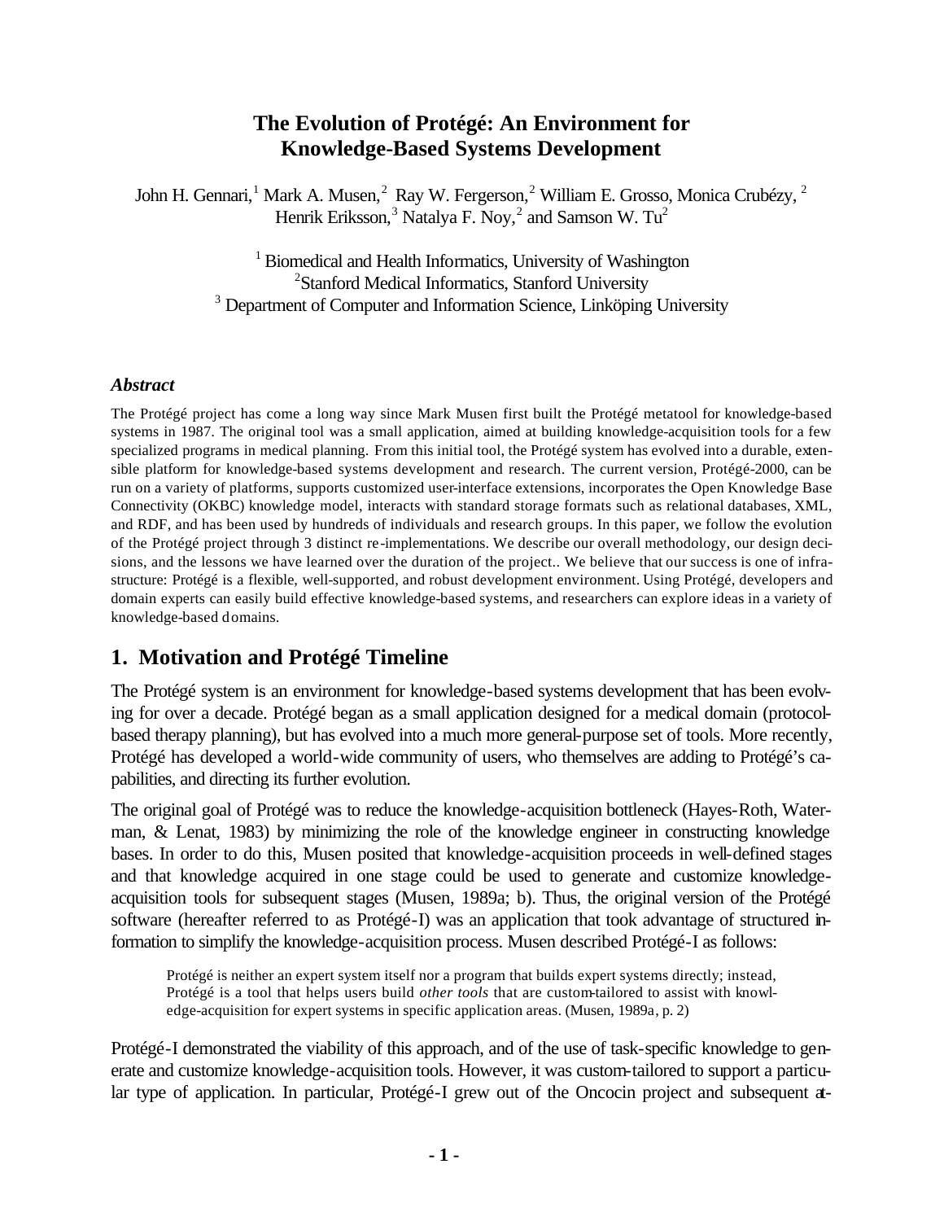# The Evolution of Protégé: An Environment for Knowledge-Based Systems Development

John H. Gennari,[1] Mark A. Musen,[2] Ray W. Fergerson,[2] William E. Grosso, Monica Crubézy,[2] Henrik Eriksson,[3] Natalya F. Noy,[2] and Samson W. Tu[2]

[1] Biomedical and Health Informatics, University of Washington
[2] Stanford Medical Informatics, Stanford University
[3] Department of Computer and Information Science, Linköping University

### *Abstract*

The Protégé project has come a long way since Mark Musen first built the Protégé metatool for knowledge-based systems in 1987. The original tool was a small application, aimed at building knowledge-acquisition tools for a few specialized programs in medical planning. From this initial tool, the Protégé system has evolved into a durable, extensible platform for knowledge-based systems development and research. The current version, Protégé-2000, can be run on a variety of platforms, supports customized user-interface extensions, incorporates the Open Knowledge Base Connectivity (OKBC) knowledge model, interacts with standard storage formats such as relational databases, XML, and RDF, and has been used by hundreds of individuals and research groups. In this paper, we follow the evolution of the Protégé project through 3 distinct re-implementations. We describe our overall methodology, our design decisions, and the lessons we have learned over the duration of the project.. We believe that our success is one of infrastructure: Protégé is a flexible, well-supported, and robust development environment. Using Protégé, developers and domain experts can easily build effective knowledge-based systems, and researchers can explore ideas in a variety of knowledge-based domains.

## 1. Motivation and Protégé Timeline

The Protégé system is an environment for knowledge-based systems development that has been evolving for over a decade. Protégé began as a small application designed for a medical domain (protocol-based therapy planning), but has evolved into a much more general-purpose set of tools. More recently, Protégé has developed a world-wide community of users, who themselves are adding to Protégé's capabilities, and directing its further evolution.

The original goal of Protégé was to reduce the knowledge-acquisition bottleneck (Hayes-Roth, Waterman, & Lenat, 1983) by minimizing the role of the knowledge engineer in constructing knowledge bases. In order to do this, Musen posited that knowledge-acquisition proceeds in well-defined stages and that knowledge acquired in one stage could be used to generate and customize knowledge-acquisition tools for subsequent stages (Musen, 1989a; b). Thus, the original version of the Protégé software (hereafter referred to as Protégé-I) was an application that took advantage of structured information to simplify the knowledge-acquisition process. Musen described Protégé-I as follows:

> Protégé is neither an expert system itself nor a program that builds expert systems directly; instead, Protégé is a tool that helps users build *other tools* that are custom-tailored to assist with knowledge-acquisition for expert systems in specific application areas. (Musen, 1989a, p. 2)

Protégé-I demonstrated the viability of this approach, and of the use of task-specific knowledge to generate and customize knowledge-acquisition tools. However, it was custom-tailored to support a particular type of application. In particular, Protégé-I grew out of the Oncocin project and subsequent at-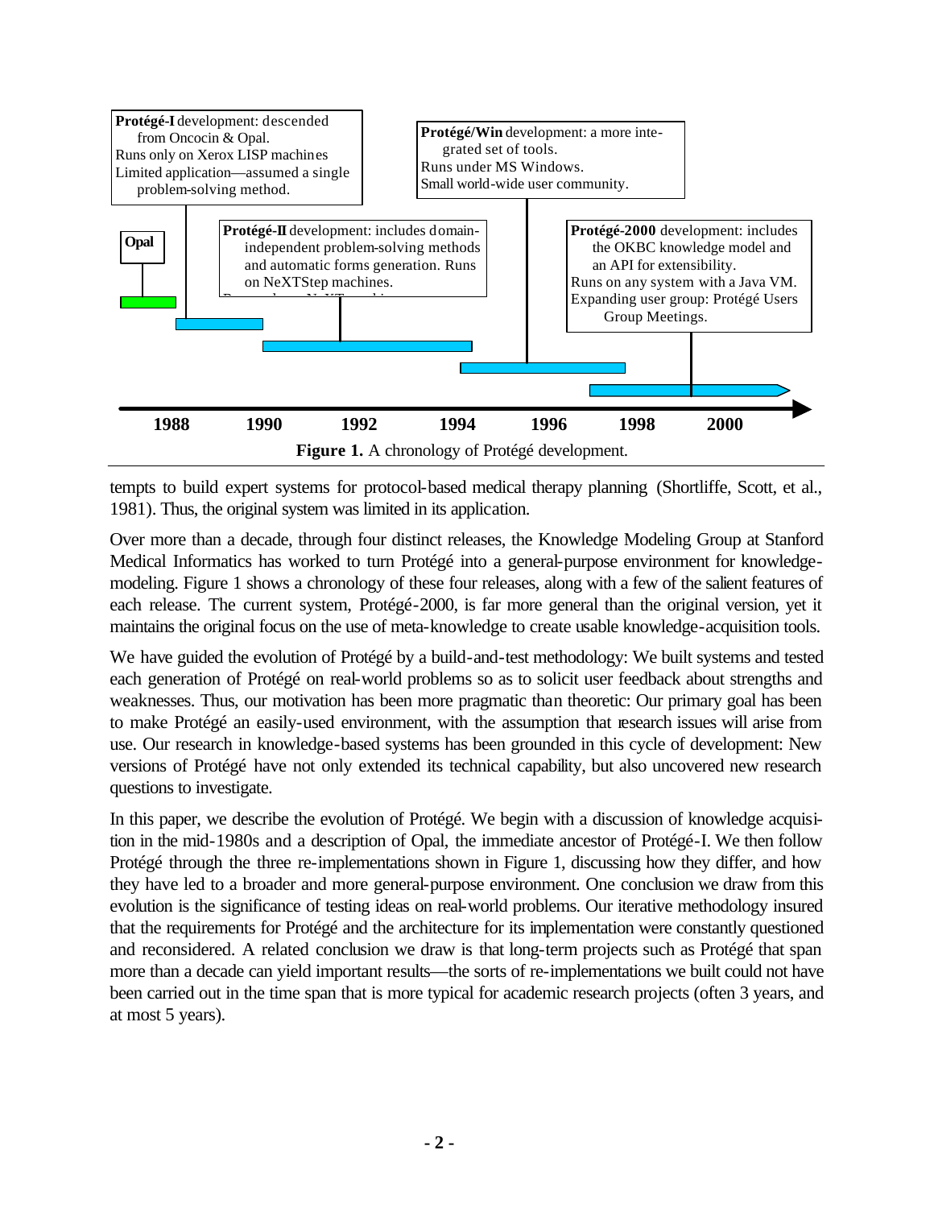**Protégé-I** development: descended from Oncocin & Opal. Runs only on Xerox LISP machines. Limited application—assumed a single problem-solving method.

**Protégé/Win** development: a more integrated set of tools. Runs under MS Windows. Small world-wide user community.

**Opal**

**Protégé-II** development: includes domain-independent problem-solving methods and automatic forms generation. Runs on NeXTStep machines.

**Protégé-2000** development: includes the OKBC knowledge model and an API for extensibility. Runs on any system with a Java VM. Expanding user group: Protégé Users Group Meetings.

1988 1990 1992 1994 1996 1998 2000

**Figure 1.** A chronology of Protégé development.

tempts to build expert systems for protocol-based medical therapy planning (Shortliffe, Scott, et al., 1981). Thus, the original system was limited in its application.

Over more than a decade, through four distinct releases, the Knowledge Modeling Group at Stanford Medical Informatics has worked to turn Protégé into a general-purpose environment for knowledge-modeling. Figure 1 shows a chronology of these four releases, along with a few of the salient features of each release. The current system, Protégé-2000, is far more general than the original version, yet it maintains the original focus on the use of meta-knowledge to create usable knowledge-acquisition tools.

We have guided the evolution of Protégé by a build-and-test methodology: We built systems and tested each generation of Protégé on real-world problems so as to solicit user feedback about strengths and weaknesses. Thus, our motivation has been more pragmatic than theoretic: Our primary goal has been to make Protégé an easily-used environment, with the assumption that research issues will arise from use. Our research in knowledge-based systems has been grounded in this cycle of development: New versions of Protégé have not only extended its technical capability, but also uncovered new research questions to investigate.

In this paper, we describe the evolution of Protégé. We begin with a discussion of knowledge acquisition in the mid-1980s and a description of Opal, the immediate ancestor of Protégé-I. We then follow Protégé through the three re-implementations shown in Figure 1, discussing how they differ, and how they have led to a broader and more general-purpose environment. One conclusion we draw from this evolution is the significance of testing ideas on real-world problems. Our iterative methodology insured that the requirements for Protégé and the architecture for its implementation were constantly questioned and reconsidered. A related conclusion we draw is that long-term projects such as Protégé that span more than a decade can yield important results—the sorts of re-implementations we built could not have been carried out in the time span that is more typical for academic research projects (often 3 years, and at most 5 years).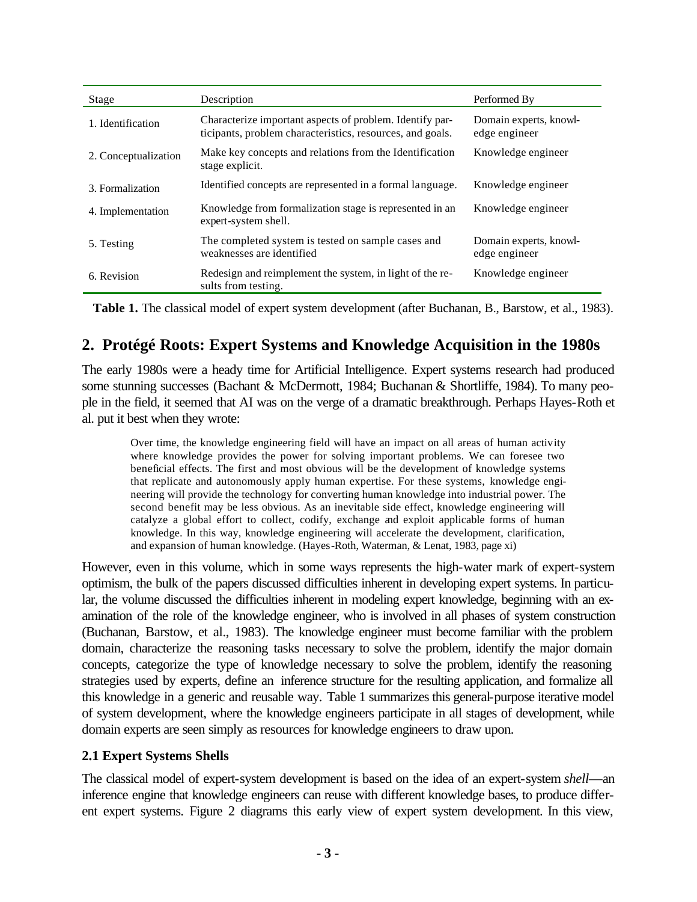| Stage | Description | Performed By |
|---|---|---|
| 1. Identification | Characterize important aspects of problem. Identify participants, problem characteristics, resources, and goals. | Domain experts, knowledge engineer |
| 2. Conceptualization | Make key concepts and relations from the Identification stage explicit. | Knowledge engineer |
| 3. Formalization | Identified concepts are represented in a formal language. | Knowledge engineer |
| 4. Implementation | Knowledge from formalization stage is represented in an expert-system shell. | Knowledge engineer |
| 5. Testing | The completed system is tested on sample cases and weaknesses are identified | Domain experts, knowledge engineer |
| 6. Revision | Redesign and reimplement the system, in light of the results from testing. | Knowledge engineer |

**Table 1.** The classical model of expert system development (after Buchanan, B., Barstow, et al., 1983).

## 2. Protégé Roots: Expert Systems and Knowledge Acquisition in the 1980s

The early 1980s were a heady time for Artificial Intelligence. Expert systems research had produced some stunning successes (Bachant & McDermott, 1984; Buchanan & Shortliffe, 1984). To many people in the field, it seemed that AI was on the verge of a dramatic breakthrough. Perhaps Hayes-Roth et al. put it best when they wrote:

> Over time, the knowledge engineering field will have an impact on all areas of human activity where knowledge provides the power for solving important problems. We can foresee two beneficial effects. The first and most obvious will be the development of knowledge systems that replicate and autonomously apply human expertise. For these systems, knowledge engineering will provide the technology for converting human knowledge into industrial power. The second benefit may be less obvious. As an inevitable side effect, knowledge engineering will catalyze a global effort to collect, codify, exchange and exploit applicable forms of human knowledge. In this way, knowledge engineering will accelerate the development, clarification, and expansion of human knowledge. (Hayes-Roth, Waterman, & Lenat, 1983, page xi)

However, even in this volume, which in some ways represents the high-water mark of expert-system optimism, the bulk of the papers discussed difficulties inherent in developing expert systems. In particular, the volume discussed the difficulties inherent in modeling expert knowledge, beginning with an examination of the role of the knowledge engineer, who is involved in all phases of system construction (Buchanan, Barstow, et al., 1983). The knowledge engineer must become familiar with the problem domain, characterize the reasoning tasks necessary to solve the problem, identify the major domain concepts, categorize the type of knowledge necessary to solve the problem, identify the reasoning strategies used by experts, define an inference structure for the resulting application, and formalize all this knowledge in a generic and reusable way. Table 1 summarizes this general-purpose iterative model of system development, where the knowledge engineers participate in all stages of development, while domain experts are seen simply as resources for knowledge engineers to draw upon.

### 2.1 Expert Systems Shells

The classical model of expert-system development is based on the idea of an expert-system *shell*—an inference engine that knowledge engineers can reuse with different knowledge bases, to produce different expert systems. Figure 2 diagrams this early view of expert system development. In this view,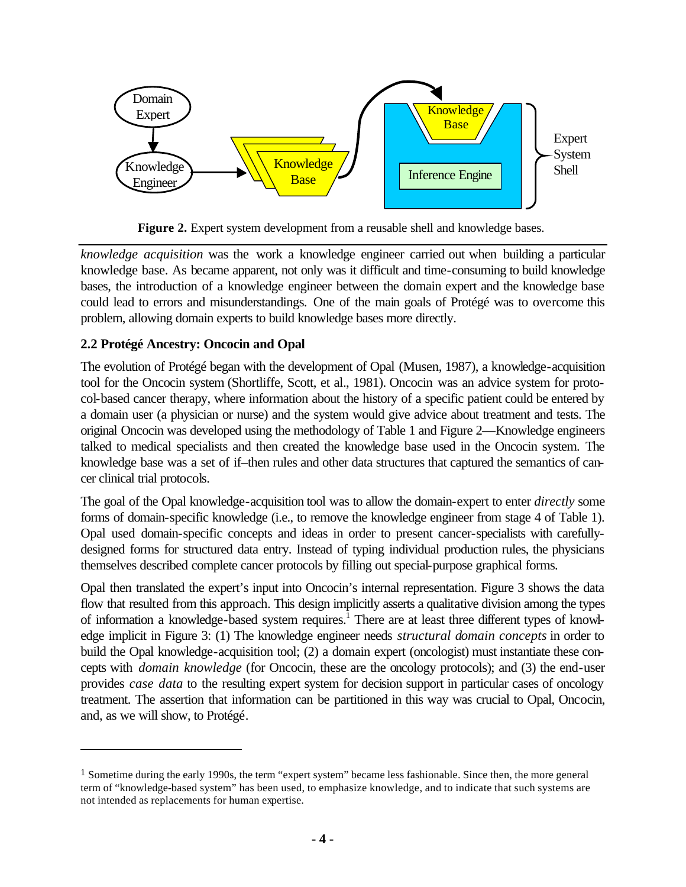**Figure 2.** Expert system development from a reusable shell and knowledge bases.

*knowledge acquisition* was the work a knowledge engineer carried out when building a particular knowledge base. As became apparent, not only was it difficult and time-consuming to build knowledge bases, the introduction of a knowledge engineer between the domain expert and the knowledge base could lead to errors and misunderstandings. One of the main goals of Protégé was to overcome this problem, allowing domain experts to build knowledge bases more directly.

### 2.2 Protégé Ancestry: Oncocin and Opal

The evolution of Protégé began with the development of Opal (Musen, 1987), a knowledge-acquisition tool for the Oncocin system (Shortliffe, Scott, et al., 1981). Oncocin was an advice system for protocol-based cancer therapy, where information about the history of a specific patient could be entered by a domain user (a physician or nurse) and the system would give advice about treatment and tests. The original Oncocin was developed using the methodology of Table 1 and Figure 2—Knowledge engineers talked to medical specialists and then created the knowledge base used in the Oncocin system. The knowledge base was a set of if–then rules and other data structures that captured the semantics of cancer clinical trial protocols.

The goal of the Opal knowledge-acquisition tool was to allow the domain-expert to enter *directly* some forms of domain-specific knowledge (i.e., to remove the knowledge engineer from stage 4 of Table 1). Opal used domain-specific concepts and ideas in order to present cancer-specialists with carefully-designed forms for structured data entry. Instead of typing individual production rules, the physicians themselves described complete cancer protocols by filling out special-purpose graphical forms.

Opal then translated the expert's input into Oncocin's internal representation. Figure 3 shows the data flow that resulted from this approach. This design implicitly asserts a qualitative division among the types of information a knowledge-based system requires.[1] There are at least three different types of knowledge implicit in Figure 3: (1) The knowledge engineer needs *structural domain concepts* in order to build the Opal knowledge-acquisition tool; (2) a domain expert (oncologist) must instantiate these concepts with *domain knowledge* (for Oncocin, these are the oncology protocols); and (3) the end-user provides *case data* to the resulting expert system for decision support in particular cases of oncology treatment. The assertion that information can be partitioned in this way was crucial to Opal, Oncocin, and, as we will show, to Protégé.

[1] Sometime during the early 1990s, the term "expert system" became less fashionable. Since then, the more general term of "knowledge-based system" has been used, to emphasize knowledge, and to indicate that such systems are not intended as replacements for human expertise.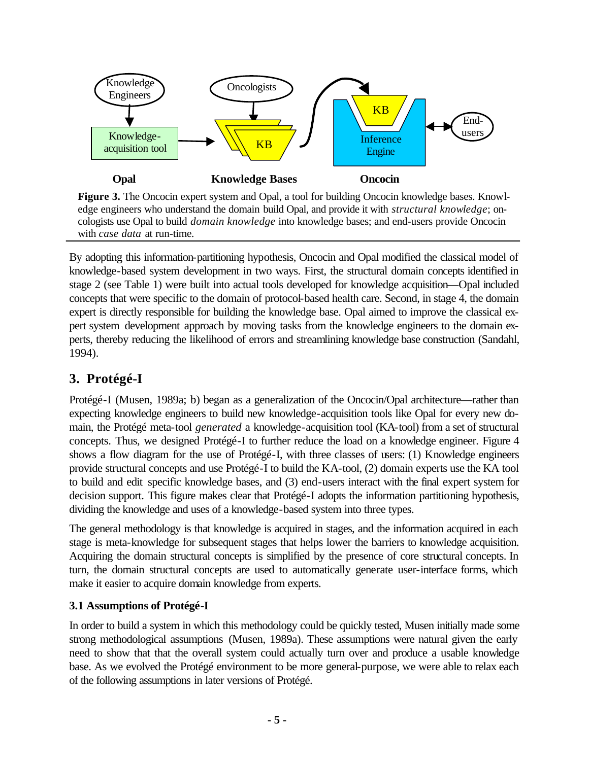**Figure 3.** The Oncocin expert system and Opal, a tool for building Oncocin knowledge bases. Knowledge engineers who understand the domain build Opal, and provide it with *structural knowledge*; oncologists use Opal to build *domain knowledge* into knowledge bases; and end-users provide Oncocin with *case data* at run-time.

By adopting this information-partitioning hypothesis, Oncocin and Opal modified the classical model of knowledge-based system development in two ways. First, the structural domain concepts identified in stage 2 (see Table 1) were built into actual tools developed for knowledge acquisition—Opal included concepts that were specific to the domain of protocol-based health care. Second, in stage 4, the domain expert is directly responsible for building the knowledge base. Opal aimed to improve the classical expert system development approach by moving tasks from the knowledge engineers to the domain experts, thereby reducing the likelihood of errors and streamlining knowledge base construction (Sandahl, 1994).

## 3. Protégé-I

Protégé-I (Musen, 1989a; b) began as a generalization of the Oncocin/Opal architecture—rather than expecting knowledge engineers to build new knowledge-acquisition tools like Opal for every new domain, the Protégé meta-tool *generated* a knowledge-acquisition tool (KA-tool) from a set of structural concepts. Thus, we designed Protégé-I to further reduce the load on a knowledge engineer. Figure 4 shows a flow diagram for the use of Protégé-I, with three classes of users: (1) Knowledge engineers provide structural concepts and use Protégé-I to build the KA-tool, (2) domain experts use the KA tool to build and edit specific knowledge bases, and (3) end-users interact with the final expert system for decision support. This figure makes clear that Protégé-I adopts the information partitioning hypothesis, dividing the knowledge and uses of a knowledge-based system into three types.

The general methodology is that knowledge is acquired in stages, and the information acquired in each stage is meta-knowledge for subsequent stages that helps lower the barriers to knowledge acquisition. Acquiring the domain structural concepts is simplified by the presence of core structural concepts. In turn, the domain structural concepts are used to automatically generate user-interface forms, which make it easier to acquire domain knowledge from experts.

### 3.1 Assumptions of Protégé-I

In order to build a system in which this methodology could be quickly tested, Musen initially made some strong methodological assumptions (Musen, 1989a). These assumptions were natural given the early need to show that that the overall system could actually turn over and produce a usable knowledge base. As we evolved the Protégé environment to be more general-purpose, we were able to relax each of the following assumptions in later versions of Protégé.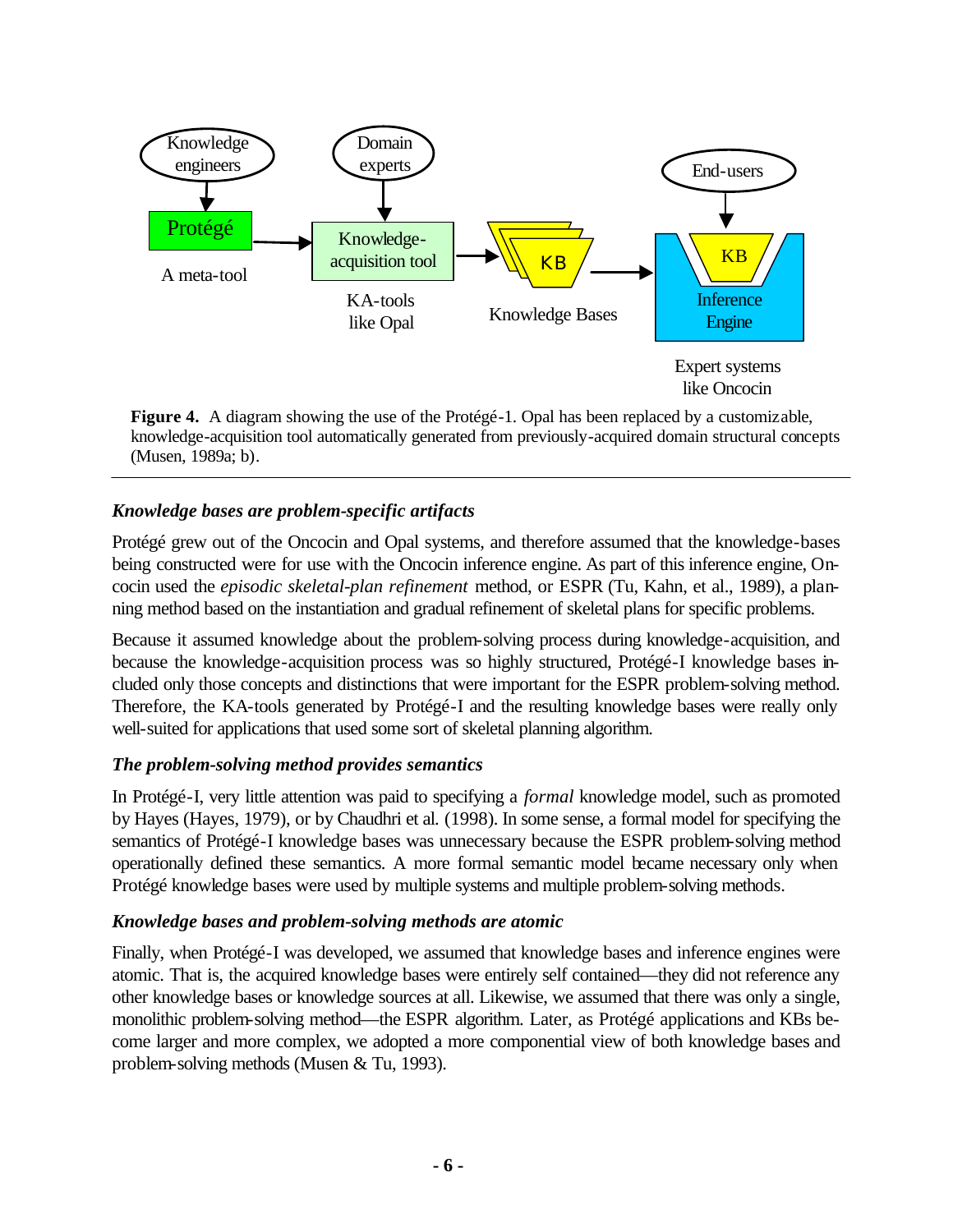**Figure 4.** A diagram showing the use of the Protégé-1. Opal has been replaced by a customizable, knowledge-acquisition tool automatically generated from previously-acquired domain structural concepts (Musen, 1989a; b).

### *Knowledge bases are problem-specific artifacts*

Protégé grew out of the Oncocin and Opal systems, and therefore assumed that the knowledge-bases being constructed were for use with the Oncocin inference engine. As part of this inference engine, Oncocin used the *episodic skeletal-plan refinement* method, or ESPR (Tu, Kahn, et al., 1989), a planning method based on the instantiation and gradual refinement of skeletal plans for specific problems.

Because it assumed knowledge about the problem-solving process during knowledge-acquisition, and because the knowledge-acquisition process was so highly structured, Protégé-I knowledge bases included only those concepts and distinctions that were important for the ESPR problem-solving method. Therefore, the KA-tools generated by Protégé-I and the resulting knowledge bases were really only well-suited for applications that used some sort of skeletal planning algorithm.

### *The problem-solving method provides semantics*

In Protégé-I, very little attention was paid to specifying a *formal* knowledge model, such as promoted by Hayes (Hayes, 1979), or by Chaudhri et al. (1998). In some sense, a formal model for specifying the semantics of Protégé-I knowledge bases was unnecessary because the ESPR problem-solving method operationally defined these semantics. A more formal semantic model became necessary only when Protégé knowledge bases were used by multiple systems and multiple problem-solving methods.

### *Knowledge bases and problem-solving methods are atomic*

Finally, when Protégé-I was developed, we assumed that knowledge bases and inference engines were atomic. That is, the acquired knowledge bases were entirely self contained—they did not reference any other knowledge bases or knowledge sources at all. Likewise, we assumed that there was only a single, monolithic problem-solving method—the ESPR algorithm. Later, as Protégé applications and KBs become larger and more complex, we adopted a more componential view of both knowledge bases and problem-solving methods (Musen & Tu, 1993).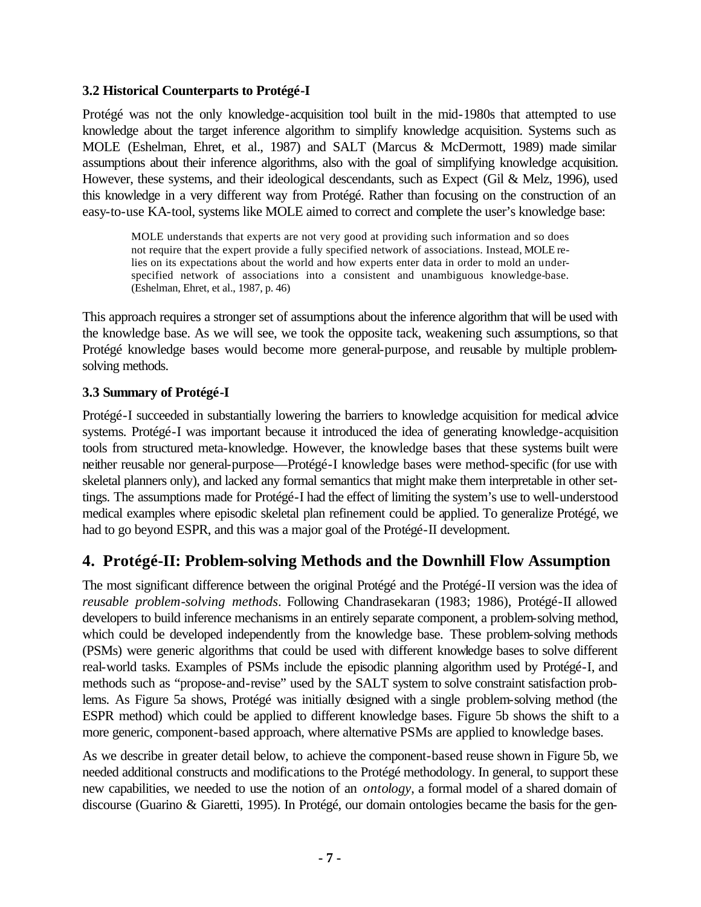### 3.2 Historical Counterparts to Protégé-I

Protégé was not the only knowledge-acquisition tool built in the mid-1980s that attempted to use knowledge about the target inference algorithm to simplify knowledge acquisition. Systems such as MOLE (Eshelman, Ehret, et al., 1987) and SALT (Marcus & McDermott, 1989) made similar assumptions about their inference algorithms, also with the goal of simplifying knowledge acquisition. However, these systems, and their ideological descendants, such as Expect (Gil & Melz, 1996), used this knowledge in a very different way from Protégé. Rather than focusing on the construction of an easy-to-use KA-tool, systems like MOLE aimed to correct and complete the user's knowledge base:

> MOLE understands that experts are not very good at providing such information and so does not require that the expert provide a fully specified network of associations. Instead, MOLE relies on its expectations about the world and how experts enter data in order to mold an underspecified network of associations into a consistent and unambiguous knowledge-base. (Eshelman, Ehret, et al., 1987, p. 46)

This approach requires a stronger set of assumptions about the inference algorithm that will be used with the knowledge base. As we will see, we took the opposite tack, weakening such assumptions, so that Protégé knowledge bases would become more general-purpose, and reusable by multiple problem-solving methods.

### 3.3 Summary of Protégé-I

Protégé-I succeeded in substantially lowering the barriers to knowledge acquisition for medical advice systems. Protégé-I was important because it introduced the idea of generating knowledge-acquisition tools from structured meta-knowledge. However, the knowledge bases that these systems built were neither reusable nor general-purpose—Protégé-I knowledge bases were method-specific (for use with skeletal planners only), and lacked any formal semantics that might make them interpretable in other settings. The assumptions made for Protégé-I had the effect of limiting the system's use to well-understood medical examples where episodic skeletal plan refinement could be applied. To generalize Protégé, we had to go beyond ESPR, and this was a major goal of the Protégé-II development.

## 4. Protégé-II: Problem-solving Methods and the Downhill Flow Assumption

The most significant difference between the original Protégé and the Protégé-II version was the idea of *reusable problem-solving methods*. Following Chandrasekaran (1983; 1986), Protégé-II allowed developers to build inference mechanisms in an entirely separate component, a problem-solving method, which could be developed independently from the knowledge base. These problem-solving methods (PSMs) were generic algorithms that could be used with different knowledge bases to solve different real-world tasks. Examples of PSMs include the episodic planning algorithm used by Protégé-I, and methods such as "propose-and-revise" used by the SALT system to solve constraint satisfaction problems. As Figure 5a shows, Protégé was initially designed with a single problem-solving method (the ESPR method) which could be applied to different knowledge bases. Figure 5b shows the shift to a more generic, component-based approach, where alternative PSMs are applied to knowledge bases.

As we describe in greater detail below, to achieve the component-based reuse shown in Figure 5b, we needed additional constructs and modifications to the Protégé methodology. In general, to support these new capabilities, we needed to use the notion of an *ontology*, a formal model of a shared domain of discourse (Guarino & Giaretti, 1995). In Protégé, our domain ontologies became the basis for the gen-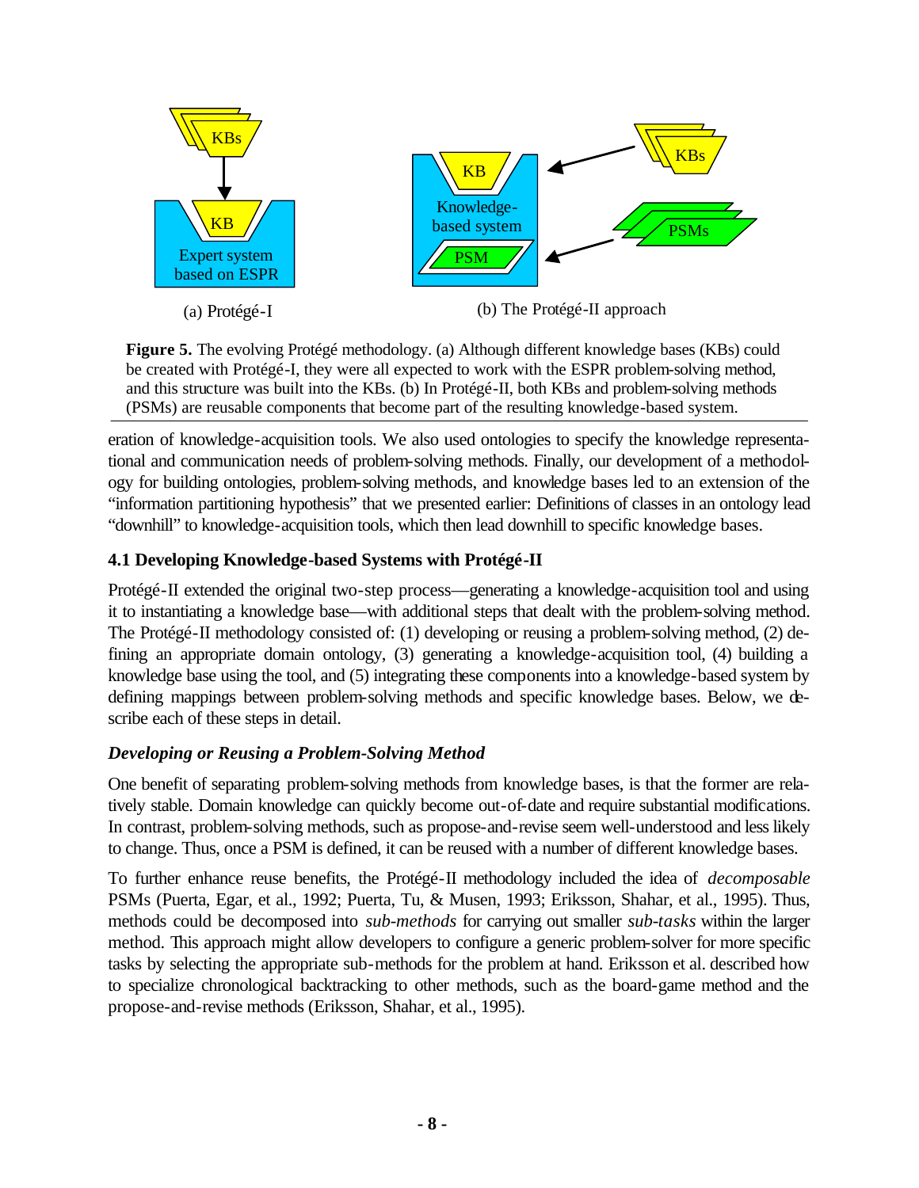(a) Protégé-I

(b) The Protégé-II approach

**Figure 5.** The evolving Protégé methodology. (a) Although different knowledge bases (KBs) could be created with Protégé-I, they were all expected to work with the ESPR problem-solving method, and this structure was built into the KBs. (b) In Protégé-II, both KBs and problem-solving methods (PSMs) are reusable components that become part of the resulting knowledge-based system.

eration of knowledge-acquisition tools. We also used ontologies to specify the knowledge representational and communication needs of problem-solving methods. Finally, our development of a methodology for building ontologies, problem-solving methods, and knowledge bases led to an extension of the "information partitioning hypothesis" that we presented earlier: Definitions of classes in an ontology lead "downhill" to knowledge-acquisition tools, which then lead downhill to specific knowledge bases.

### 4.1 Developing Knowledge-based Systems with Protégé-II

Protégé-II extended the original two-step process—generating a knowledge-acquisition tool and using it to instantiating a knowledge base—with additional steps that dealt with the problem-solving method. The Protégé-II methodology consisted of: (1) developing or reusing a problem-solving method, (2) defining an appropriate domain ontology, (3) generating a knowledge-acquisition tool, (4) building a knowledge base using the tool, and (5) integrating these components into a knowledge-based system by defining mappings between problem-solving methods and specific knowledge bases. Below, we describe each of these steps in detail.

#### *Developing or Reusing a Problem-Solving Method*

One benefit of separating problem-solving methods from knowledge bases, is that the former are relatively stable. Domain knowledge can quickly become out-of-date and require substantial modifications. In contrast, problem-solving methods, such as propose-and-revise seem well-understood and less likely to change. Thus, once a PSM is defined, it can be reused with a number of different knowledge bases.

To further enhance reuse benefits, the Protégé-II methodology included the idea of *decomposable* PSMs (Puerta, Egar, et al., 1992; Puerta, Tu, & Musen, 1993; Eriksson, Shahar, et al., 1995). Thus, methods could be decomposed into *sub-methods* for carrying out smaller *sub-tasks* within the larger method. This approach might allow developers to configure a generic problem-solver for more specific tasks by selecting the appropriate sub-methods for the problem at hand. Eriksson et al. described how to specialize chronological backtracking to other methods, such as the board-game method and the propose-and-revise methods (Eriksson, Shahar, et al., 1995).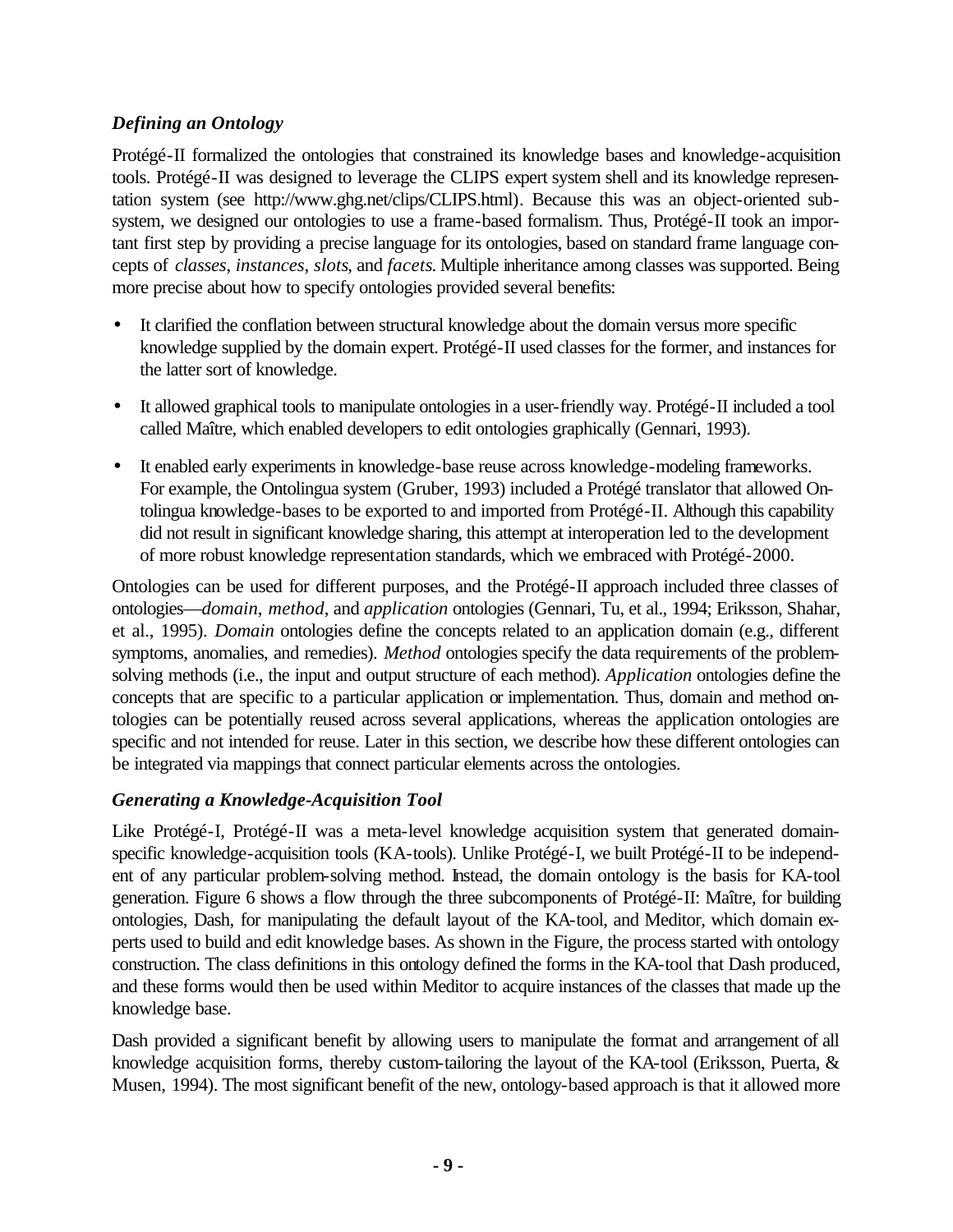### *Defining an Ontology*

Protégé-II formalized the ontologies that constrained its knowledge bases and knowledge-acquisition tools. Protégé-II was designed to leverage the CLIPS expert system shell and its knowledge representation system (see http://www.ghg.net/clips/CLIPS.html). Because this was an object-oriented subsystem, we designed our ontologies to use a frame-based formalism. Thus, Protégé-II took an important first step by providing a precise language for its ontologies, based on standard frame language concepts of *classes*, *instances*, *slots*, and *facets*. Multiple inheritance among classes was supported. Being more precise about how to specify ontologies provided several benefits:

- It clarified the conflation between structural knowledge about the domain versus more specific knowledge supplied by the domain expert. Protégé-II used classes for the former, and instances for the latter sort of knowledge.
- It allowed graphical tools to manipulate ontologies in a user-friendly way. Protégé-II included a tool called Maître, which enabled developers to edit ontologies graphically (Gennari, 1993).
- It enabled early experiments in knowledge-base reuse across knowledge-modeling frameworks. For example, the Ontolingua system (Gruber, 1993) included a Protégé translator that allowed Ontolingua knowledge-bases to be exported to and imported from Protégé-II. Although this capability did not result in significant knowledge sharing, this attempt at interoperation led to the development of more robust knowledge representation standards, which we embraced with Protégé-2000.

Ontologies can be used for different purposes, and the Protégé-II approach included three classes of ontologies—*domain*, *method*, and *application* ontologies (Gennari, Tu, et al., 1994; Eriksson, Shahar, et al., 1995). *Domain* ontologies define the concepts related to an application domain (e.g., different symptoms, anomalies, and remedies). *Method* ontologies specify the data requirements of the problem-solving methods (i.e., the input and output structure of each method). *Application* ontologies define the concepts that are specific to a particular application or implementation. Thus, domain and method ontologies can be potentially reused across several applications, whereas the application ontologies are specific and not intended for reuse. Later in this section, we describe how these different ontologies can be integrated via mappings that connect particular elements across the ontologies.

### *Generating a Knowledge-Acquisition Tool*

Like Protégé-I, Protégé-II was a meta-level knowledge acquisition system that generated domain-specific knowledge-acquisition tools (KA-tools). Unlike Protégé-I, we built Protégé-II to be independent of any particular problem-solving method. Instead, the domain ontology is the basis for KA-tool generation. Figure 6 shows a flow through the three subcomponents of Protégé-II: Maître, for building ontologies, Dash, for manipulating the default layout of the KA-tool, and Meditor, which domain experts used to build and edit knowledge bases. As shown in the Figure, the process started with ontology construction. The class definitions in this ontology defined the forms in the KA-tool that Dash produced, and these forms would then be used within Meditor to acquire instances of the classes that made up the knowledge base.

Dash provided a significant benefit by allowing users to manipulate the format and arrangement of all knowledge acquisition forms, thereby custom-tailoring the layout of the KA-tool (Eriksson, Puerta, & Musen, 1994). The most significant benefit of the new, ontology-based approach is that it allowed more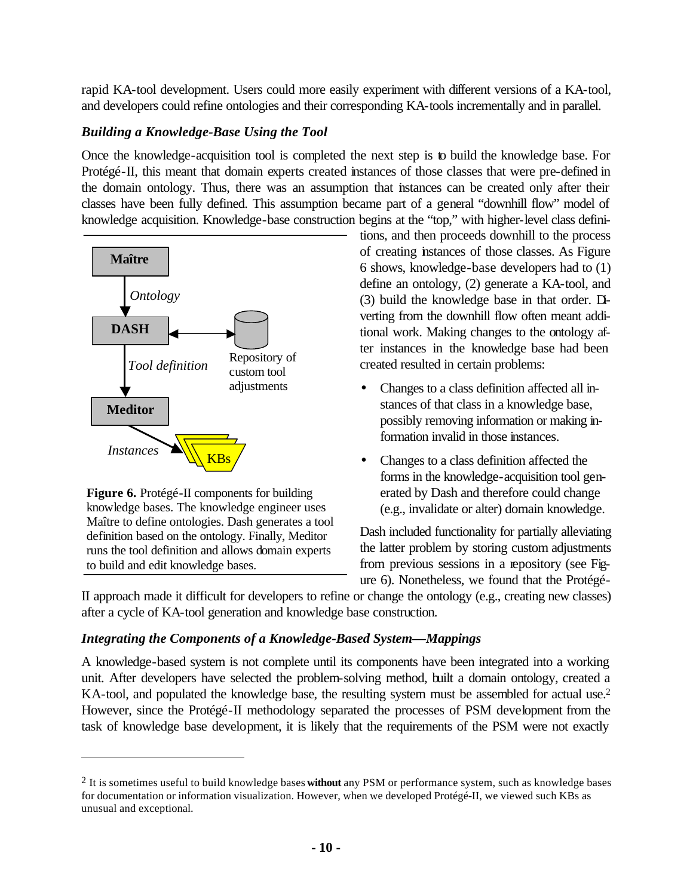rapid KA-tool development. Users could more easily experiment with different versions of a KA-tool, and developers could refine ontologies and their corresponding KA-tools incrementally and in parallel.

### *Building a Knowledge-Base Using the Tool*

Once the knowledge-acquisition tool is completed the next step is to build the knowledge base. For Protégé-II, this meant that domain experts created instances of those classes that were pre-defined in the domain ontology. Thus, there was an assumption that instances can be created only after their classes have been fully defined. This assumption became part of a general "downhill flow" model of knowledge acquisition. Knowledge-base construction begins at the "top," with higher-level class definitions, and then proceeds downhill to the process of creating instances of those classes. As Figure 6 shows, knowledge-base developers had to (1) define an ontology, (2) generate a KA-tool, and (3) build the knowledge base in that order. Diverting from the downhill flow often meant additional work. Making changes to the ontology after instances in the knowledge base had been created resulted in certain problems:

- Changes to a class definition affected all instances of that class in a knowledge base, possibly removing information or making information invalid in those instances.
- Changes to a class definition affected the forms in the knowledge-acquisition tool generated by Dash and therefore could change (e.g., invalidate or alter) domain knowledge.

**Figure 6.** Protégé-II components for building knowledge bases. The knowledge engineer uses Maître to define ontologies. Dash generates a tool definition based on the ontology. Finally, Meditor runs the tool definition and allows domain experts to build and edit knowledge bases.

Dash included functionality for partially alleviating the latter problem by storing custom adjustments from previous sessions in a repository (see Figure 6). Nonetheless, we found that the Protégé-II approach made it difficult for developers to refine or change the ontology (e.g., creating new classes) after a cycle of KA-tool generation and knowledge base construction.

### *Integrating the Components of a Knowledge-Based System—Mappings*

A knowledge-based system is not complete until its components have been integrated into a working unit. After developers have selected the problem-solving method, built a domain ontology, created a KA-tool, and populated the knowledge base, the resulting system must be assembled for actual use.[2] However, since the Protégé-II methodology separated the processes of PSM development from the task of knowledge base development, it is likely that the requirements of the PSM were not exactly

[2] It is sometimes useful to build knowledge bases **without** any PSM or performance system, such as knowledge bases for documentation or information visualization. However, when we developed Protégé-II, we viewed such KBs as unusual and exceptional.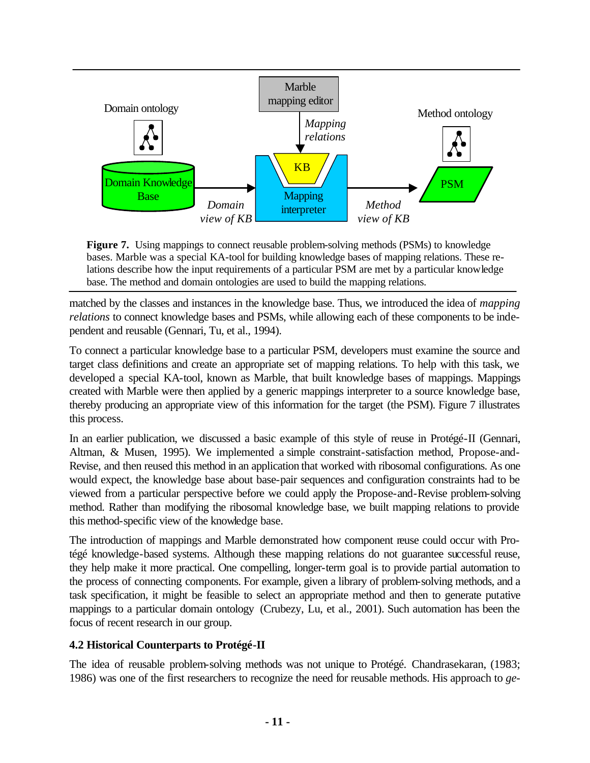**Figure 7.** Using mappings to connect reusable problem-solving methods (PSMs) to knowledge bases. Marble was a special KA-tool for building knowledge bases of mapping relations. These relations describe how the input requirements of a particular PSM are met by a particular knowledge base. The method and domain ontologies are used to build the mapping relations.

matched by the classes and instances in the knowledge base. Thus, we introduced the idea of *mapping relations* to connect knowledge bases and PSMs, while allowing each of these components to be independent and reusable (Gennari, Tu, et al., 1994).

To connect a particular knowledge base to a particular PSM, developers must examine the source and target class definitions and create an appropriate set of mapping relations. To help with this task, we developed a special KA-tool, known as Marble, that built knowledge bases of mappings. Mappings created with Marble were then applied by a generic mappings interpreter to a source knowledge base, thereby producing an appropriate view of this information for the target (the PSM). Figure 7 illustrates this process.

In an earlier publication, we discussed a basic example of this style of reuse in Protégé-II (Gennari, Altman, & Musen, 1995). We implemented a simple constraint-satisfaction method, Propose-and-Revise, and then reused this method in an application that worked with ribosomal configurations. As one would expect, the knowledge base about base-pair sequences and configuration constraints had to be viewed from a particular perspective before we could apply the Propose-and-Revise problem-solving method. Rather than modifying the ribosomal knowledge base, we built mapping relations to provide this method-specific view of the knowledge base.

The introduction of mappings and Marble demonstrated how component reuse could occur with Protégé knowledge-based systems. Although these mapping relations do not guarantee successful reuse, they help make it more practical. One compelling, longer-term goal is to provide partial automation to the process of connecting components. For example, given a library of problem-solving methods, and a task specification, it might be feasible to select an appropriate method and then to generate putative mappings to a particular domain ontology (Crubezy, Lu, et al., 2001). Such automation has been the focus of recent research in our group.

### 4.2 Historical Counterparts to Protégé-II

The idea of reusable problem-solving methods was not unique to Protégé. Chandrasekaran, (1983; 1986) was one of the first researchers to recognize the need for reusable methods. His approach to *ge-*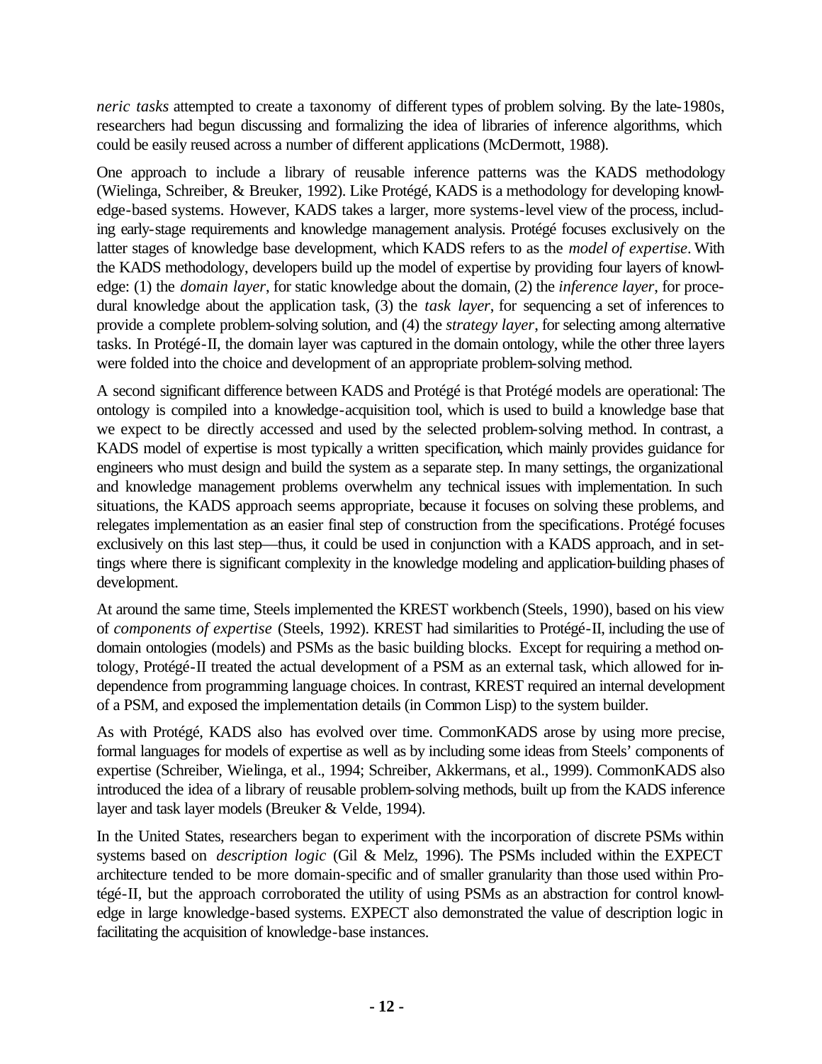*neric tasks* attempted to create a taxonomy of different types of problem solving. By the late-1980s, researchers had begun discussing and formalizing the idea of libraries of inference algorithms, which could be easily reused across a number of different applications (McDermott, 1988).

One approach to include a library of reusable inference patterns was the KADS methodology (Wielinga, Schreiber, & Breuker, 1992). Like Protégé, KADS is a methodology for developing knowledge-based systems. However, KADS takes a larger, more systems-level view of the process, including early-stage requirements and knowledge management analysis. Protégé focuses exclusively on the latter stages of knowledge base development, which KADS refers to as the *model of expertise*. With the KADS methodology, developers build up the model of expertise by providing four layers of knowledge: (1) the *domain layer*, for static knowledge about the domain, (2) the *inference layer*, for procedural knowledge about the application task, (3) the *task layer*, for sequencing a set of inferences to provide a complete problem-solving solution, and (4) the *strategy layer*, for selecting among alternative tasks. In Protégé-II, the domain layer was captured in the domain ontology, while the other three layers were folded into the choice and development of an appropriate problem-solving method.

A second significant difference between KADS and Protégé is that Protégé models are operational: The ontology is compiled into a knowledge-acquisition tool, which is used to build a knowledge base that we expect to be directly accessed and used by the selected problem-solving method. In contrast, a KADS model of expertise is most typically a written specification, which mainly provides guidance for engineers who must design and build the system as a separate step. In many settings, the organizational and knowledge management problems overwhelm any technical issues with implementation. In such situations, the KADS approach seems appropriate, because it focuses on solving these problems, and relegates implementation as an easier final step of construction from the specifications. Protégé focuses exclusively on this last step—thus, it could be used in conjunction with a KADS approach, and in settings where there is significant complexity in the knowledge modeling and application-building phases of development.

At around the same time, Steels implemented the KREST workbench (Steels, 1990), based on his view of *components of expertise* (Steels, 1992). KREST had similarities to Protégé-II, including the use of domain ontologies (models) and PSMs as the basic building blocks. Except for requiring a method ontology, Protégé-II treated the actual development of a PSM as an external task, which allowed for independence from programming language choices. In contrast, KREST required an internal development of a PSM, and exposed the implementation details (in Common Lisp) to the system builder.

As with Protégé, KADS also has evolved over time. CommonKADS arose by using more precise, formal languages for models of expertise as well as by including some ideas from Steels' components of expertise (Schreiber, Wielinga, et al., 1994; Schreiber, Akkermans, et al., 1999). CommonKADS also introduced the idea of a library of reusable problem-solving methods, built up from the KADS inference layer and task layer models (Breuker & Velde, 1994).

In the United States, researchers began to experiment with the incorporation of discrete PSMs within systems based on *description logic* (Gil & Melz, 1996). The PSMs included within the EXPECT architecture tended to be more domain-specific and of smaller granularity than those used within Protégé-II, but the approach corroborated the utility of using PSMs as an abstraction for control knowledge in large knowledge-based systems. EXPECT also demonstrated the value of description logic in facilitating the acquisition of knowledge-base instances.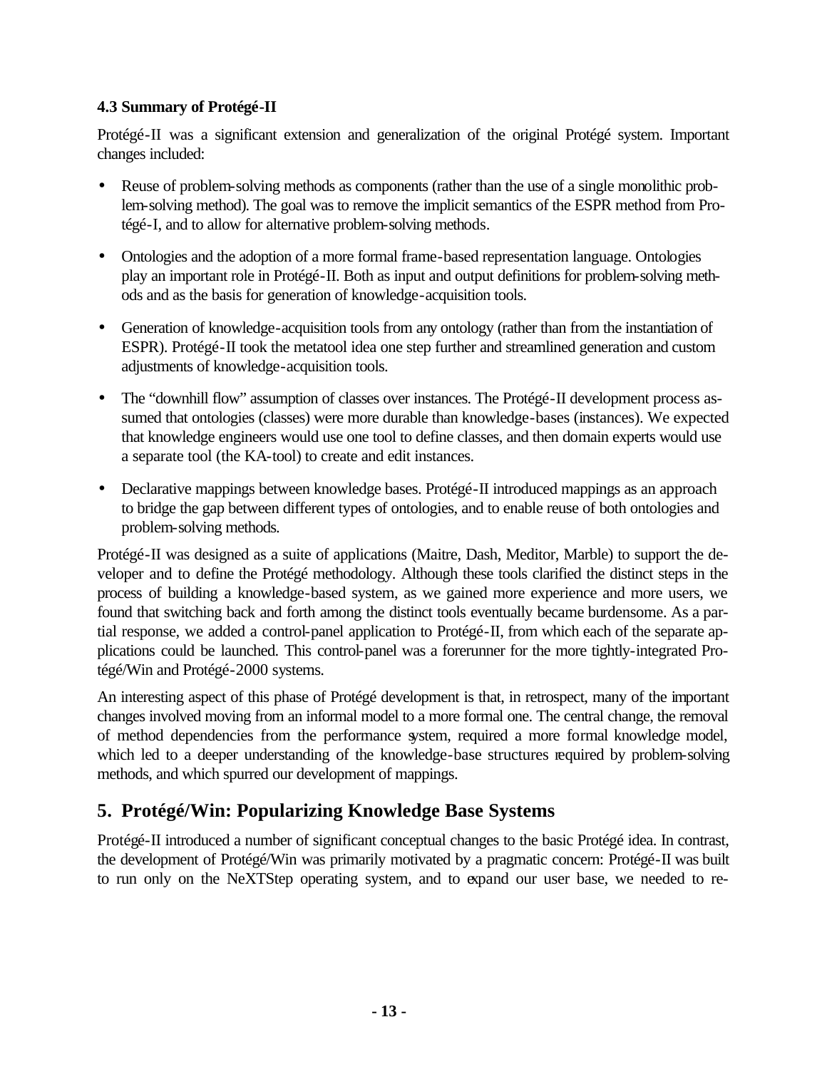### 4.3 Summary of Protégé-II

Protégé-II was a significant extension and generalization of the original Protégé system. Important changes included:

- Reuse of problem-solving methods as components (rather than the use of a single monolithic problem-solving method). The goal was to remove the implicit semantics of the ESPR method from Protégé-I, and to allow for alternative problem-solving methods.
- Ontologies and the adoption of a more formal frame-based representation language. Ontologies play an important role in Protégé-II. Both as input and output definitions for problem-solving methods and as the basis for generation of knowledge-acquisition tools.
- Generation of knowledge-acquisition tools from any ontology (rather than from the instantiation of ESPR). Protégé-II took the metatool idea one step further and streamlined generation and custom adjustments of knowledge-acquisition tools.
- The "downhill flow" assumption of classes over instances. The Protégé-II development process assumed that ontologies (classes) were more durable than knowledge-bases (instances). We expected that knowledge engineers would use one tool to define classes, and then domain experts would use a separate tool (the KA-tool) to create and edit instances.
- Declarative mappings between knowledge bases. Protégé-II introduced mappings as an approach to bridge the gap between different types of ontologies, and to enable reuse of both ontologies and problem-solving methods.

Protégé-II was designed as a suite of applications (Maitre, Dash, Meditor, Marble) to support the developer and to define the Protégé methodology. Although these tools clarified the distinct steps in the process of building a knowledge-based system, as we gained more experience and more users, we found that switching back and forth among the distinct tools eventually became burdensome. As a partial response, we added a control-panel application to Protégé-II, from which each of the separate applications could be launched. This control-panel was a forerunner for the more tightly-integrated Protégé/Win and Protégé-2000 systems.

An interesting aspect of this phase of Protégé development is that, in retrospect, many of the important changes involved moving from an informal model to a more formal one. The central change, the removal of method dependencies from the performance system, required a more formal knowledge model, which led to a deeper understanding of the knowledge-base structures required by problem-solving methods, and which spurred our development of mappings.

## 5. Protégé/Win: Popularizing Knowledge Base Systems

Protégé-II introduced a number of significant conceptual changes to the basic Protégé idea. In contrast, the development of Protégé/Win was primarily motivated by a pragmatic concern: Protégé-II was built to run only on the NeXTStep operating system, and to expand our user base, we needed to re-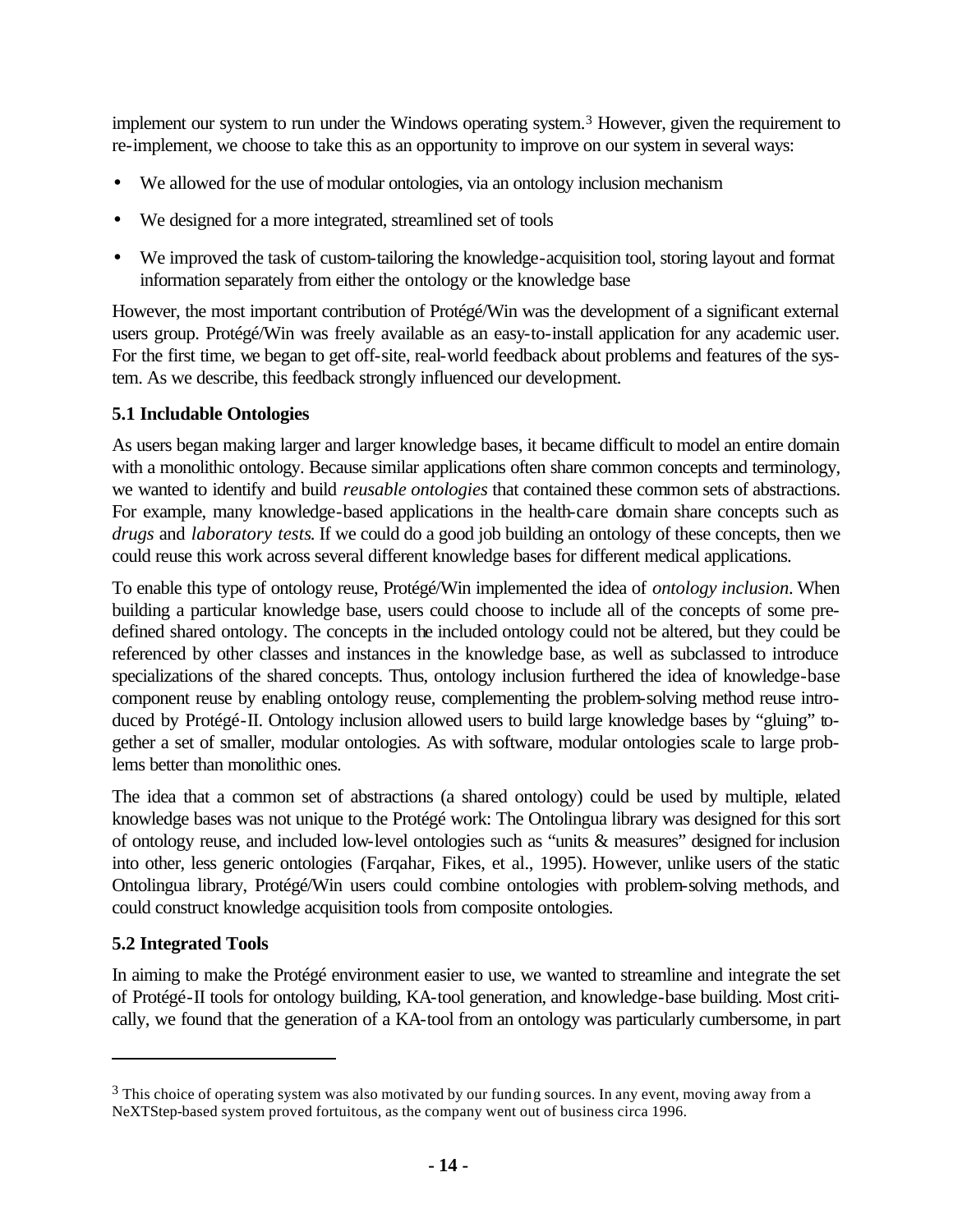implement our system to run under the Windows operating system.[3] However, given the requirement to re-implement, we choose to take this as an opportunity to improve on our system in several ways:

- We allowed for the use of modular ontologies, via an ontology inclusion mechanism
- We designed for a more integrated, streamlined set of tools
- We improved the task of custom-tailoring the knowledge-acquisition tool, storing layout and format information separately from either the ontology or the knowledge base

However, the most important contribution of Protégé/Win was the development of a significant external users group. Protégé/Win was freely available as an easy-to-install application for any academic user. For the first time, we began to get off-site, real-world feedback about problems and features of the system. As we describe, this feedback strongly influenced our development.

### 5.1 Includable Ontologies

As users began making larger and larger knowledge bases, it became difficult to model an entire domain with a monolithic ontology. Because similar applications often share common concepts and terminology, we wanted to identify and build *reusable ontologies* that contained these common sets of abstractions. For example, many knowledge-based applications in the health-care domain share concepts such as *drugs* and *laboratory tests*. If we could do a good job building an ontology of these concepts, then we could reuse this work across several different knowledge bases for different medical applications.

To enable this type of ontology reuse, Protégé/Win implemented the idea of *ontology inclusion*. When building a particular knowledge base, users could choose to include all of the concepts of some predefined shared ontology. The concepts in the included ontology could not be altered, but they could be referenced by other classes and instances in the knowledge base, as well as subclassed to introduce specializations of the shared concepts. Thus, ontology inclusion furthered the idea of knowledge-base component reuse by enabling ontology reuse, complementing the problem-solving method reuse introduced by Protégé-II. Ontology inclusion allowed users to build large knowledge bases by "gluing" together a set of smaller, modular ontologies. As with software, modular ontologies scale to large problems better than monolithic ones.

The idea that a common set of abstractions (a shared ontology) could be used by multiple, related knowledge bases was not unique to the Protégé work: The Ontolingua library was designed for this sort of ontology reuse, and included low-level ontologies such as "units & measures" designed for inclusion into other, less generic ontologies (Farqahar, Fikes, et al., 1995). However, unlike users of the static Ontolingua library, Protégé/Win users could combine ontologies with problem-solving methods, and could construct knowledge acquisition tools from composite ontologies.

### 5.2 Integrated Tools

In aiming to make the Protégé environment easier to use, we wanted to streamline and integrate the set of Protégé-II tools for ontology building, KA-tool generation, and knowledge-base building. Most critically, we found that the generation of a KA-tool from an ontology was particularly cumbersome, in part

---

[3] This choice of operating system was also motivated by our funding sources. In any event, moving away from a NeXTStep-based system proved fortuitous, as the company went out of business circa 1996.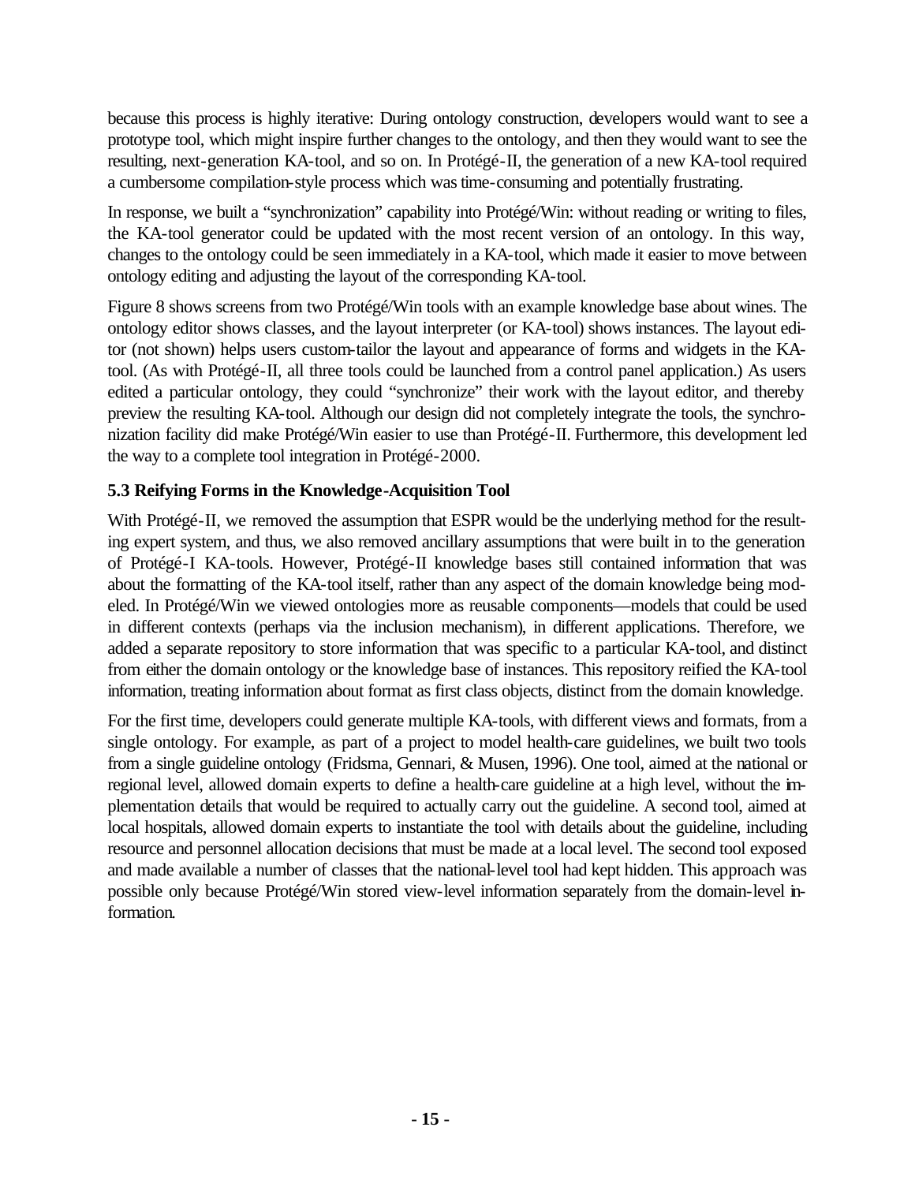because this process is highly iterative: During ontology construction, developers would want to see a prototype tool, which might inspire further changes to the ontology, and then they would want to see the resulting, next-generation KA-tool, and so on. In Protégé-II, the generation of a new KA-tool required a cumbersome compilation-style process which was time-consuming and potentially frustrating.

In response, we built a "synchronization" capability into Protégé/Win: without reading or writing to files, the KA-tool generator could be updated with the most recent version of an ontology. In this way, changes to the ontology could be seen immediately in a KA-tool, which made it easier to move between ontology editing and adjusting the layout of the corresponding KA-tool.

Figure 8 shows screens from two Protégé/Win tools with an example knowledge base about wines. The ontology editor shows classes, and the layout interpreter (or KA-tool) shows instances. The layout editor (not shown) helps users custom-tailor the layout and appearance of forms and widgets in the KA-tool. (As with Protégé-II, all three tools could be launched from a control panel application.) As users edited a particular ontology, they could "synchronize" their work with the layout editor, and thereby preview the resulting KA-tool. Although our design did not completely integrate the tools, the synchronization facility did make Protégé/Win easier to use than Protégé-II. Furthermore, this development led the way to a complete tool integration in Protégé-2000.

### 5.3 Reifying Forms in the Knowledge-Acquisition Tool

With Protégé-II, we removed the assumption that ESPR would be the underlying method for the resulting expert system, and thus, we also removed ancillary assumptions that were built in to the generation of Protégé-I KA-tools. However, Protégé-II knowledge bases still contained information that was about the formatting of the KA-tool itself, rather than any aspect of the domain knowledge being modeled. In Protégé/Win we viewed ontologies more as reusable components—models that could be used in different contexts (perhaps via the inclusion mechanism), in different applications. Therefore, we added a separate repository to store information that was specific to a particular KA-tool, and distinct from either the domain ontology or the knowledge base of instances. This repository reified the KA-tool information, treating information about format as first class objects, distinct from the domain knowledge.

For the first time, developers could generate multiple KA-tools, with different views and formats, from a single ontology. For example, as part of a project to model health-care guidelines, we built two tools from a single guideline ontology (Fridsma, Gennari, & Musen, 1996). One tool, aimed at the national or regional level, allowed domain experts to define a health-care guideline at a high level, without the implementation details that would be required to actually carry out the guideline. A second tool, aimed at local hospitals, allowed domain experts to instantiate the tool with details about the guideline, including resource and personnel allocation decisions that must be made at a local level. The second tool exposed and made available a number of classes that the national-level tool had kept hidden. This approach was possible only because Protégé/Win stored view-level information separately from the domain-level information.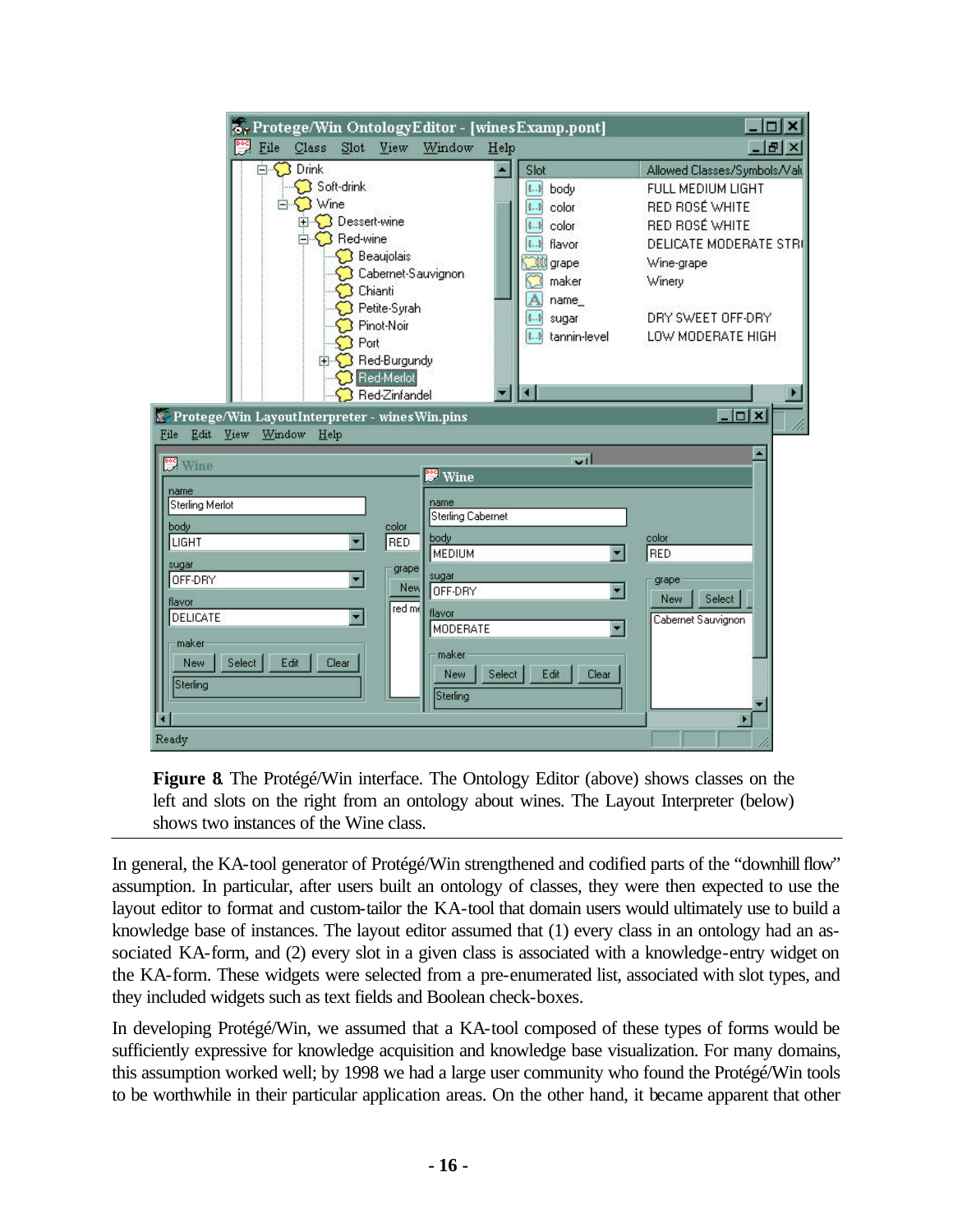**Figure 8**. The Protégé/Win interface. The Ontology Editor (above) shows classes on the left and slots on the right from an ontology about wines. The Layout Interpreter (below) shows two instances of the Wine class.

In general, the KA-tool generator of Protégé/Win strengthened and codified parts of the "downhill flow" assumption. In particular, after users built an ontology of classes, they were then expected to use the layout editor to format and custom-tailor the KA-tool that domain users would ultimately use to build a knowledge base of instances. The layout editor assumed that (1) every class in an ontology had an associated KA-form, and (2) every slot in a given class is associated with a knowledge-entry widget on the KA-form. These widgets were selected from a pre-enumerated list, associated with slot types, and they included widgets such as text fields and Boolean check-boxes.

In developing Protégé/Win, we assumed that a KA-tool composed of these types of forms would be sufficiently expressive for knowledge acquisition and knowledge base visualization. For many domains, this assumption worked well; by 1998 we had a large user community who found the Protégé/Win tools to be worthwhile in their particular application areas. On the other hand, it became apparent that other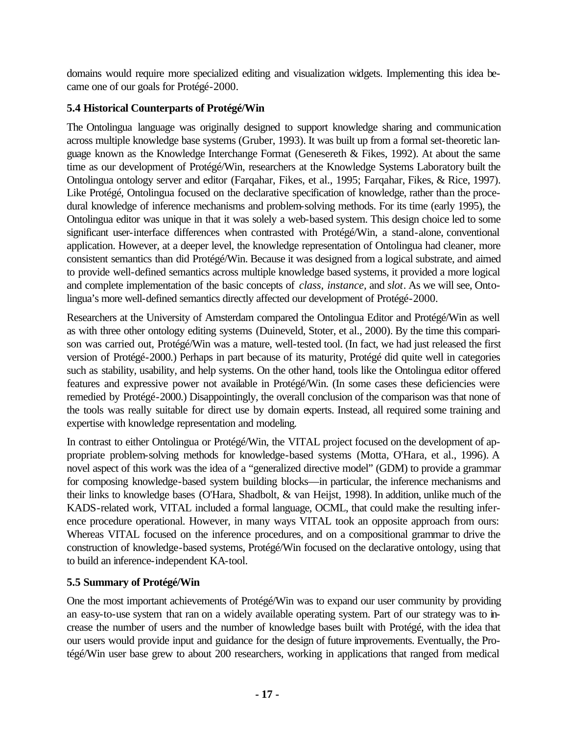domains would require more specialized editing and visualization widgets. Implementing this idea became one of our goals for Protégé-2000.

### 5.4 Historical Counterparts of Protégé/Win

The Ontolingua language was originally designed to support knowledge sharing and communication across multiple knowledge base systems (Gruber, 1993). It was built up from a formal set-theoretic language known as the Knowledge Interchange Format (Genesereth & Fikes, 1992). At about the same time as our development of Protégé/Win, researchers at the Knowledge Systems Laboratory built the Ontolingua ontology server and editor (Farqahar, Fikes, et al., 1995; Farqahar, Fikes, & Rice, 1997). Like Protégé, Ontolingua focused on the declarative specification of knowledge, rather than the procedural knowledge of inference mechanisms and problem-solving methods. For its time (early 1995), the Ontolingua editor was unique in that it was solely a web-based system. This design choice led to some significant user-interface differences when contrasted with Protégé/Win, a stand-alone, conventional application. However, at a deeper level, the knowledge representation of Ontolingua had cleaner, more consistent semantics than did Protégé/Win. Because it was designed from a logical substrate, and aimed to provide well-defined semantics across multiple knowledge based systems, it provided a more logical and complete implementation of the basic concepts of *class*, *instance*, and *slot*. As we will see, Ontolingua's more well-defined semantics directly affected our development of Protégé-2000.

Researchers at the University of Amsterdam compared the Ontolingua Editor and Protégé/Win as well as with three other ontology editing systems (Duineveld, Stoter, et al., 2000). By the time this comparison was carried out, Protégé/Win was a mature, well-tested tool. (In fact, we had just released the first version of Protégé-2000.) Perhaps in part because of its maturity, Protégé did quite well in categories such as stability, usability, and help systems. On the other hand, tools like the Ontolingua editor offered features and expressive power not available in Protégé/Win. (In some cases these deficiencies were remedied by Protégé-2000.) Disappointingly, the overall conclusion of the comparison was that none of the tools was really suitable for direct use by domain experts. Instead, all required some training and expertise with knowledge representation and modeling.

In contrast to either Ontolingua or Protégé/Win, the VITAL project focused on the development of appropriate problem-solving methods for knowledge-based systems (Motta, O'Hara, et al., 1996). A novel aspect of this work was the idea of a "generalized directive model" (GDM) to provide a grammar for composing knowledge-based system building blocks—in particular, the inference mechanisms and their links to knowledge bases (O'Hara, Shadbolt, & van Heijst, 1998). In addition, unlike much of the KADS-related work, VITAL included a formal language, OCML, that could make the resulting inference procedure operational. However, in many ways VITAL took an opposite approach from ours: Whereas VITAL focused on the inference procedures, and on a compositional grammar to drive the construction of knowledge-based systems, Protégé/Win focused on the declarative ontology, using that to build an inference-independent KA-tool.

### 5.5 Summary of Protégé/Win

One the most important achievements of Protégé/Win was to expand our user community by providing an easy-to-use system that ran on a widely available operating system. Part of our strategy was to increase the number of users and the number of knowledge bases built with Protégé, with the idea that our users would provide input and guidance for the design of future improvements. Eventually, the Protégé/Win user base grew to about 200 researchers, working in applications that ranged from medical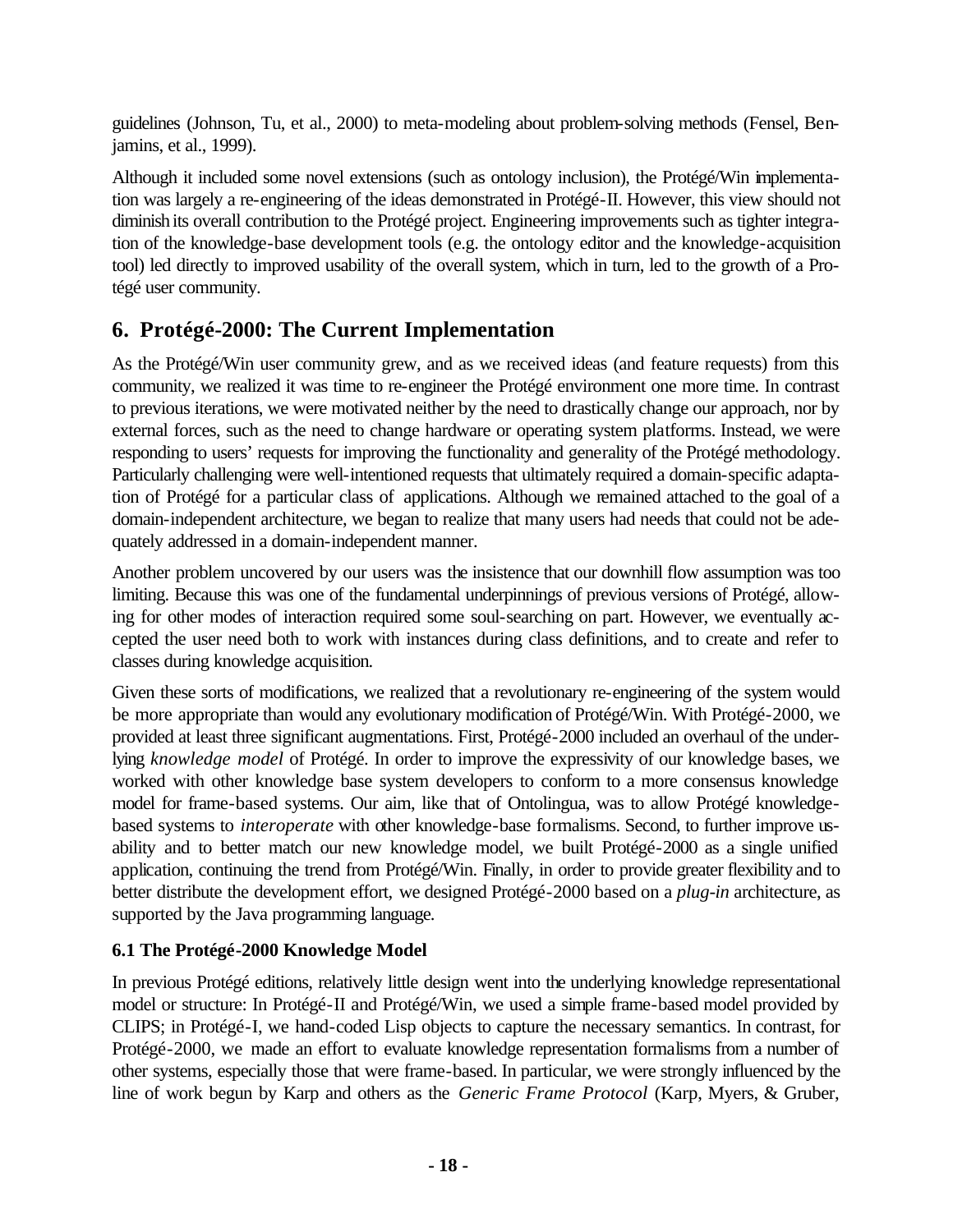guidelines (Johnson, Tu, et al., 2000) to meta-modeling about problem-solving methods (Fensel, Benjamins, et al., 1999).

Although it included some novel extensions (such as ontology inclusion), the Protégé/Win implementation was largely a re-engineering of the ideas demonstrated in Protégé-II. However, this view should not diminish its overall contribution to the Protégé project. Engineering improvements such as tighter integration of the knowledge-base development tools (e.g. the ontology editor and the knowledge-acquisition tool) led directly to improved usability of the overall system, which in turn, led to the growth of a Protégé user community.

## 6. Protégé-2000: The Current Implementation

As the Protégé/Win user community grew, and as we received ideas (and feature requests) from this community, we realized it was time to re-engineer the Protégé environment one more time. In contrast to previous iterations, we were motivated neither by the need to drastically change our approach, nor by external forces, such as the need to change hardware or operating system platforms. Instead, we were responding to users' requests for improving the functionality and generality of the Protégé methodology. Particularly challenging were well-intentioned requests that ultimately required a domain-specific adaptation of Protégé for a particular class of applications. Although we remained attached to the goal of a domain-independent architecture, we began to realize that many users had needs that could not be adequately addressed in a domain-independent manner.

Another problem uncovered by our users was the insistence that our downhill flow assumption was too limiting. Because this was one of the fundamental underpinnings of previous versions of Protégé, allowing for other modes of interaction required some soul-searching on part. However, we eventually accepted the user need both to work with instances during class definitions, and to create and refer to classes during knowledge acquisition.

Given these sorts of modifications, we realized that a revolutionary re-engineering of the system would be more appropriate than would any evolutionary modification of Protégé/Win. With Protégé-2000, we provided at least three significant augmentations. First, Protégé-2000 included an overhaul of the underlying *knowledge model* of Protégé. In order to improve the expressivity of our knowledge bases, we worked with other knowledge base system developers to conform to a more consensus knowledge model for frame-based systems. Our aim, like that of Ontolingua, was to allow Protégé knowledge-based systems to *interoperate* with other knowledge-base formalisms. Second, to further improve usability and to better match our new knowledge model, we built Protégé-2000 as a single unified application, continuing the trend from Protégé/Win. Finally, in order to provide greater flexibility and to better distribute the development effort, we designed Protégé-2000 based on a *plug-in* architecture, as supported by the Java programming language.

### 6.1 The Protégé-2000 Knowledge Model

In previous Protégé editions, relatively little design went into the underlying knowledge representational model or structure: In Protégé-II and Protégé/Win, we used a simple frame-based model provided by CLIPS; in Protégé-I, we hand-coded Lisp objects to capture the necessary semantics. In contrast, for Protégé-2000, we made an effort to evaluate knowledge representation formalisms from a number of other systems, especially those that were frame-based. In particular, we were strongly influenced by the line of work begun by Karp and others as the *Generic Frame Protocol* (Karp, Myers, & Gruber,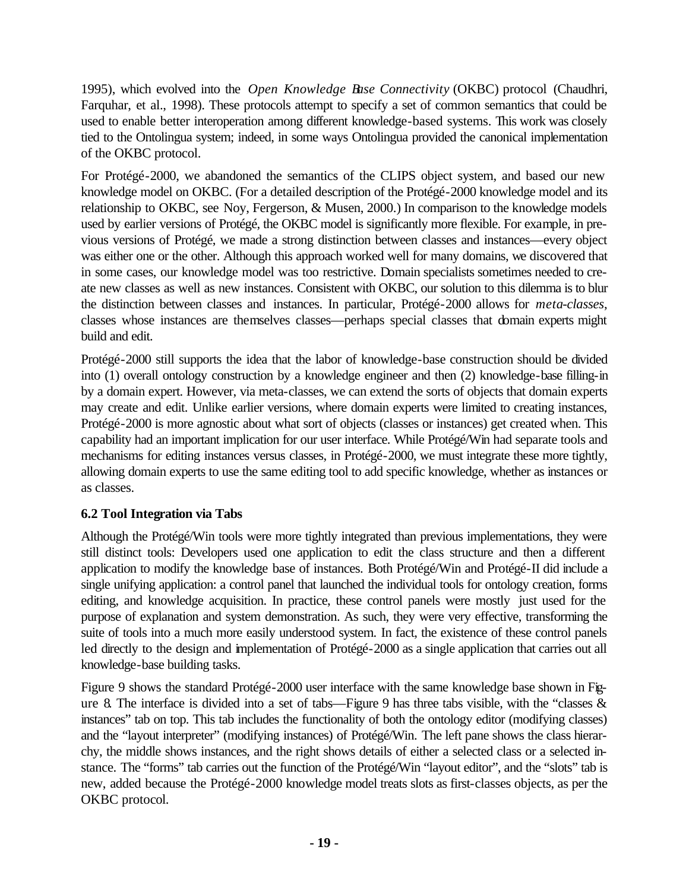1995), which evolved into the *Open Knowledge Base Connectivity* (OKBC) protocol (Chaudhri, Farquhar, et al., 1998). These protocols attempt to specify a set of common semantics that could be used to enable better interoperation among different knowledge-based systems. This work was closely tied to the Ontolingua system; indeed, in some ways Ontolingua provided the canonical implementation of the OKBC protocol.

For Protégé-2000, we abandoned the semantics of the CLIPS object system, and based our new knowledge model on OKBC. (For a detailed description of the Protégé-2000 knowledge model and its relationship to OKBC, see Noy, Fergerson, & Musen, 2000.) In comparison to the knowledge models used by earlier versions of Protégé, the OKBC model is significantly more flexible. For example, in previous versions of Protégé, we made a strong distinction between classes and instances—every object was either one or the other. Although this approach worked well for many domains, we discovered that in some cases, our knowledge model was too restrictive. Domain specialists sometimes needed to create new classes as well as new instances. Consistent with OKBC, our solution to this dilemma is to blur the distinction between classes and instances. In particular, Protégé-2000 allows for *meta-classes*, classes whose instances are themselves classes—perhaps special classes that domain experts might build and edit.

Protégé-2000 still supports the idea that the labor of knowledge-base construction should be divided into (1) overall ontology construction by a knowledge engineer and then (2) knowledge-base filling-in by a domain expert. However, via meta-classes, we can extend the sorts of objects that domain experts may create and edit. Unlike earlier versions, where domain experts were limited to creating instances, Protégé-2000 is more agnostic about what sort of objects (classes or instances) get created when. This capability had an important implication for our user interface. While Protégé/Win had separate tools and mechanisms for editing instances versus classes, in Protégé-2000, we must integrate these more tightly, allowing domain experts to use the same editing tool to add specific knowledge, whether as instances or as classes.

### 6.2 Tool Integration via Tabs

Although the Protégé/Win tools were more tightly integrated than previous implementations, they were still distinct tools: Developers used one application to edit the class structure and then a different application to modify the knowledge base of instances. Both Protégé/Win and Protégé-II did include a single unifying application: a control panel that launched the individual tools for ontology creation, forms editing, and knowledge acquisition. In practice, these control panels were mostly just used for the purpose of explanation and system demonstration. As such, they were very effective, transforming the suite of tools into a much more easily understood system. In fact, the existence of these control panels led directly to the design and implementation of Protégé-2000 as a single application that carries out all knowledge-base building tasks.

Figure 9 shows the standard Protégé-2000 user interface with the same knowledge base shown in Figure 8. The interface is divided into a set of tabs—Figure 9 has three tabs visible, with the "classes & instances" tab on top. This tab includes the functionality of both the ontology editor (modifying classes) and the "layout interpreter" (modifying instances) of Protégé/Win. The left pane shows the class hierarchy, the middle shows instances, and the right shows details of either a selected class or a selected instance. The "forms" tab carries out the function of the Protégé/Win "layout editor", and the "slots" tab is new, added because the Protégé-2000 knowledge model treats slots as first-classes objects, as per the OKBC protocol.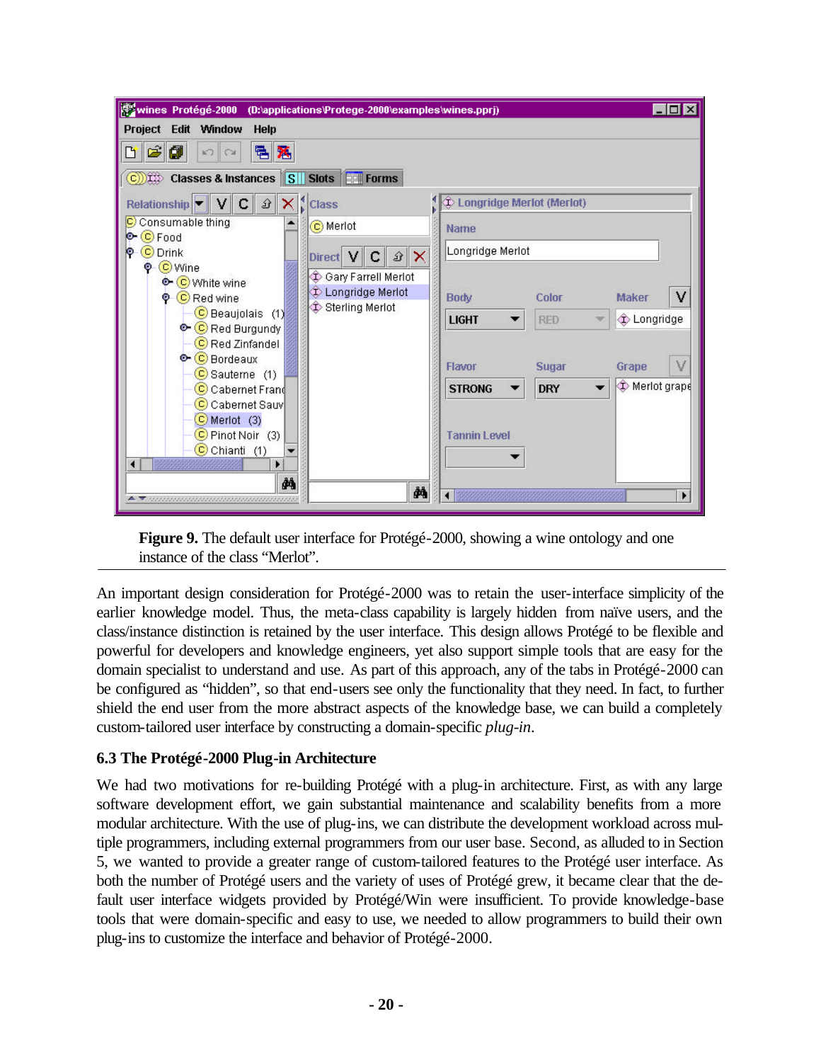**Figure 9.** The default user interface for Protégé-2000, showing a wine ontology and one instance of the class "Merlot".

An important design consideration for Protégé-2000 was to retain the user-interface simplicity of the earlier knowledge model. Thus, the meta-class capability is largely hidden from naïve users, and the class/instance distinction is retained by the user interface. This design allows Protégé to be flexible and powerful for developers and knowledge engineers, yet also support simple tools that are easy for the domain specialist to understand and use. As part of this approach, any of the tabs in Protégé-2000 can be configured as "hidden", so that end-users see only the functionality that they need. In fact, to further shield the end user from the more abstract aspects of the knowledge base, we can build a completely custom-tailored user interface by constructing a domain-specific *plug-in*.

### 6.3 The Protégé-2000 Plug-in Architecture

We had two motivations for re-building Protégé with a plug-in architecture. First, as with any large software development effort, we gain substantial maintenance and scalability benefits from a more modular architecture. With the use of plug-ins, we can distribute the development workload across multiple programmers, including external programmers from our user base. Second, as alluded to in Section 5, we wanted to provide a greater range of custom-tailored features to the Protégé user interface. As both the number of Protégé users and the variety of uses of Protégé grew, it became clear that the default user interface widgets provided by Protégé/Win were insufficient. To provide knowledge-base tools that were domain-specific and easy to use, we needed to allow programmers to build their own plug-ins to customize the interface and behavior of Protégé-2000.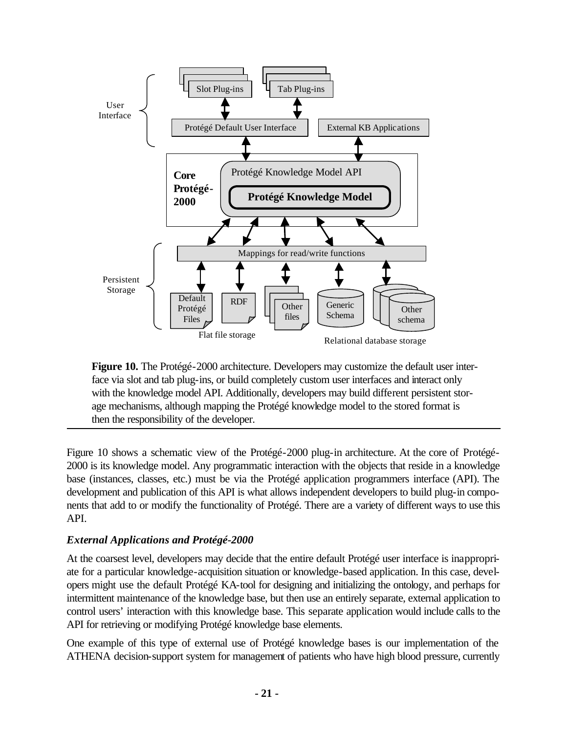**Figure 10.** The Protégé-2000 architecture. Developers may customize the default user interface via slot and tab plug-ins, or build completely custom user interfaces and interact only with the knowledge model API. Additionally, developers may build different persistent storage mechanisms, although mapping the Protégé knowledge model to the stored format is then the responsibility of the developer.

Figure 10 shows a schematic view of the Protégé-2000 plug-in architecture. At the core of Protégé-2000 is its knowledge model. Any programmatic interaction with the objects that reside in a knowledge base (instances, classes, etc.) must be via the Protégé application programmers interface (API). The development and publication of this API is what allows independent developers to build plug-in components that add to or modify the functionality of Protégé. There are a variety of different ways to use this API.

### *External Applications and Protégé-2000*

At the coarsest level, developers may decide that the entire default Protégé user interface is inappropriate for a particular knowledge-acquisition situation or knowledge-based application. In this case, developers might use the default Protégé KA-tool for designing and initializing the ontology, and perhaps for intermittent maintenance of the knowledge base, but then use an entirely separate, external application to control users' interaction with this knowledge base. This separate application would include calls to the API for retrieving or modifying Protégé knowledge base elements.

One example of this type of external use of Protégé knowledge bases is our implementation of the ATHENA decision-support system for management of patients who have high blood pressure, currently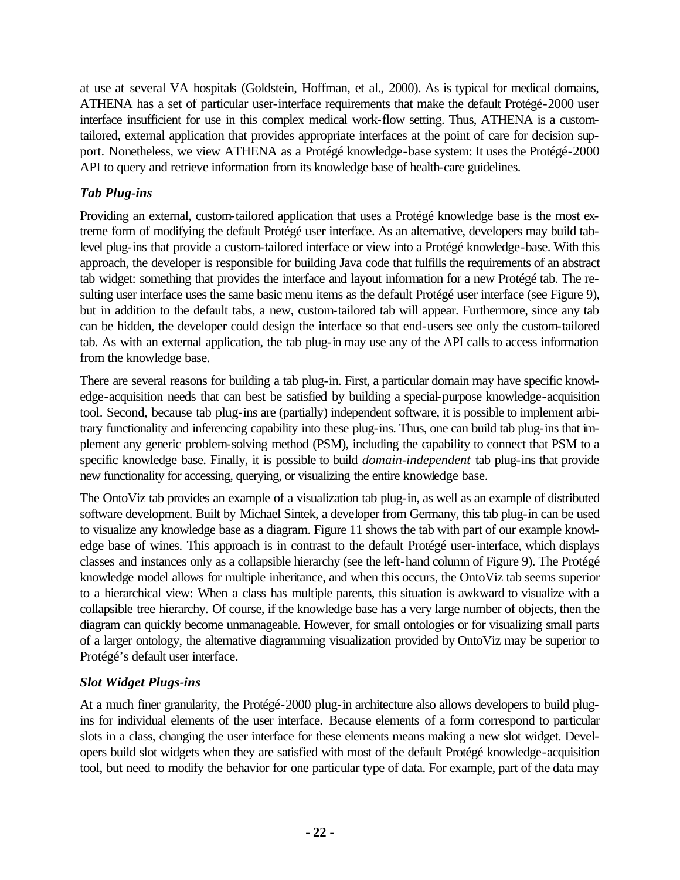at use at several VA hospitals (Goldstein, Hoffman, et al., 2000). As is typical for medical domains, ATHENA has a set of particular user-interface requirements that make the default Protégé-2000 user interface insufficient for use in this complex medical work-flow setting. Thus, ATHENA is a custom-tailored, external application that provides appropriate interfaces at the point of care for decision support. Nonetheless, we view ATHENA as a Protégé knowledge-base system: It uses the Protégé-2000 API to query and retrieve information from its knowledge base of health-care guidelines.

### *Tab Plug-ins*

Providing an external, custom-tailored application that uses a Protégé knowledge base is the most extreme form of modifying the default Protégé user interface. As an alternative, developers may build tab-level plug-ins that provide a custom-tailored interface or view into a Protégé knowledge-base. With this approach, the developer is responsible for building Java code that fulfills the requirements of an abstract tab widget: something that provides the interface and layout information for a new Protégé tab. The resulting user interface uses the same basic menu items as the default Protégé user interface (see Figure 9), but in addition to the default tabs, a new, custom-tailored tab will appear. Furthermore, since any tab can be hidden, the developer could design the interface so that end-users see only the custom-tailored tab. As with an external application, the tab plug-in may use any of the API calls to access information from the knowledge base.

There are several reasons for building a tab plug-in. First, a particular domain may have specific knowledge-acquisition needs that can best be satisfied by building a special-purpose knowledge-acquisition tool. Second, because tab plug-ins are (partially) independent software, it is possible to implement arbitrary functionality and inferencing capability into these plug-ins. Thus, one can build tab plug-ins that implement any generic problem-solving method (PSM), including the capability to connect that PSM to a specific knowledge base. Finally, it is possible to build *domain-independent* tab plug-ins that provide new functionality for accessing, querying, or visualizing the entire knowledge base.

The OntoViz tab provides an example of a visualization tab plug-in, as well as an example of distributed software development. Built by Michael Sintek, a developer from Germany, this tab plug-in can be used to visualize any knowledge base as a diagram. Figure 11 shows the tab with part of our example knowledge base of wines. This approach is in contrast to the default Protégé user-interface, which displays classes and instances only as a collapsible hierarchy (see the left-hand column of Figure 9). The Protégé knowledge model allows for multiple inheritance, and when this occurs, the OntoViz tab seems superior to a hierarchical view: When a class has multiple parents, this situation is awkward to visualize with a collapsible tree hierarchy. Of course, if the knowledge base has a very large number of objects, then the diagram can quickly become unmanageable. However, for small ontologies or for visualizing small parts of a larger ontology, the alternative diagramming visualization provided by OntoViz may be superior to Protégé's default user interface.

### *Slot Widget Plugs-ins*

At a much finer granularity, the Protégé-2000 plug-in architecture also allows developers to build plug-ins for individual elements of the user interface. Because elements of a form correspond to particular slots in a class, changing the user interface for these elements means making a new slot widget. Developers build slot widgets when they are satisfied with most of the default Protégé knowledge-acquisition tool, but need to modify the behavior for one particular type of data. For example, part of the data may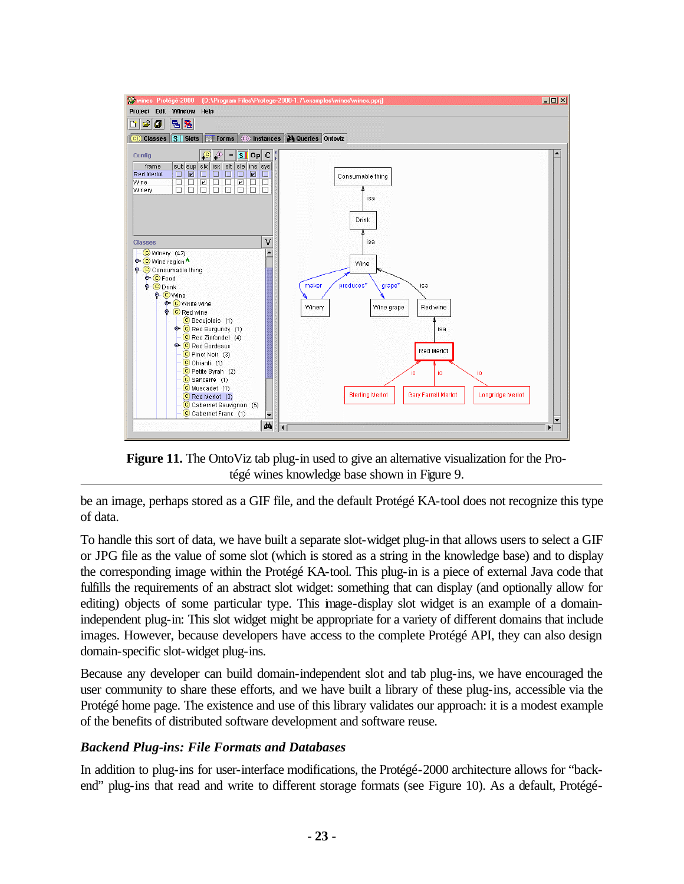**Figure 11.** The OntoViz tab plug-in used to give an alternative visualization for the Protégé wines knowledge base shown in Figure 9.

be an image, perhaps stored as a GIF file, and the default Protégé KA-tool does not recognize this type of data.

To handle this sort of data, we have built a separate slot-widget plug-in that allows users to select a GIF or JPG file as the value of some slot (which is stored as a string in the knowledge base) and to display the corresponding image within the Protégé KA-tool. This plug-in is a piece of external Java code that fulfills the requirements of an abstract slot widget: something that can display (and optionally allow for editing) objects of some particular type. This image-display slot widget is an example of a domain-independent plug-in: This slot widget might be appropriate for a variety of different domains that include images. However, because developers have access to the complete Protégé API, they can also design domain-specific slot-widget plug-ins.

Because any developer can build domain-independent slot and tab plug-ins, we have encouraged the user community to share these efforts, and we have built a library of these plug-ins, accessible via the Protégé home page. The existence and use of this library validates our approach: it is a modest example of the benefits of distributed software development and software reuse.

### *Backend Plug-ins: File Formats and Databases*

In addition to plug-ins for user-interface modifications, the Protégé-2000 architecture allows for "back-end" plug-ins that read and write to different storage formats (see Figure 10). As a default, Protégé-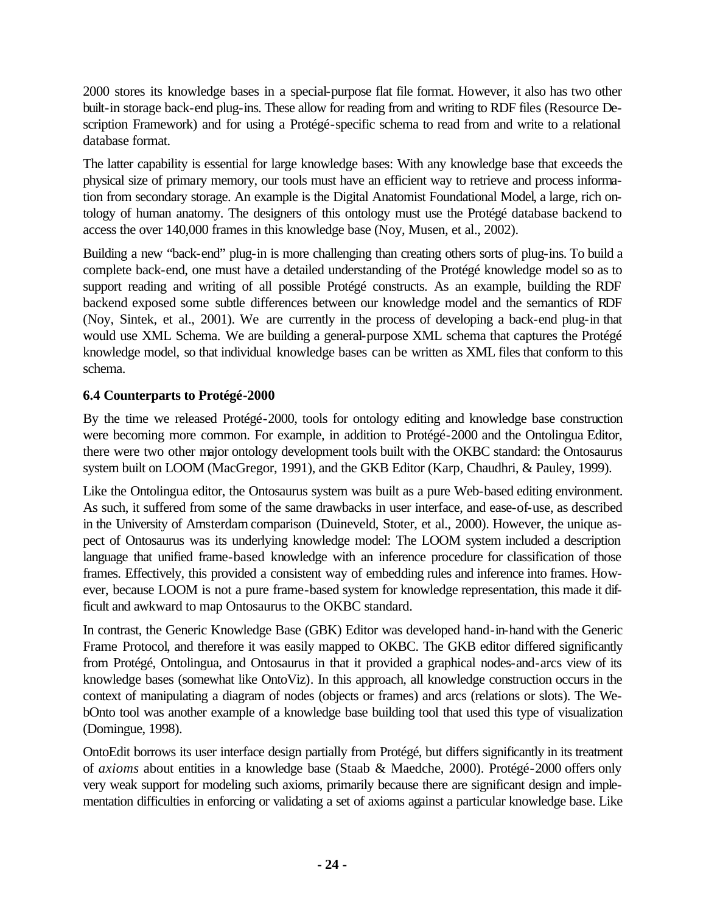2000 stores its knowledge bases in a special-purpose flat file format. However, it also has two other built-in storage back-end plug-ins. These allow for reading from and writing to RDF files (Resource Description Framework) and for using a Protégé-specific schema to read from and write to a relational database format.

The latter capability is essential for large knowledge bases: With any knowledge base that exceeds the physical size of primary memory, our tools must have an efficient way to retrieve and process information from secondary storage. An example is the Digital Anatomist Foundational Model, a large, rich ontology of human anatomy. The designers of this ontology must use the Protégé database backend to access the over 140,000 frames in this knowledge base (Noy, Musen, et al., 2002).

Building a new "back-end" plug-in is more challenging than creating others sorts of plug-ins. To build a complete back-end, one must have a detailed understanding of the Protégé knowledge model so as to support reading and writing of all possible Protégé constructs. As an example, building the RDF backend exposed some subtle differences between our knowledge model and the semantics of RDF (Noy, Sintek, et al., 2001). We are currently in the process of developing a back-end plug-in that would use XML Schema. We are building a general-purpose XML schema that captures the Protégé knowledge model, so that individual knowledge bases can be written as XML files that conform to this schema.

### 6.4 Counterparts to Protégé-2000

By the time we released Protégé-2000, tools for ontology editing and knowledge base construction were becoming more common. For example, in addition to Protégé-2000 and the Ontolingua Editor, there were two other major ontology development tools built with the OKBC standard: the Ontosaurus system built on LOOM (MacGregor, 1991), and the GKB Editor (Karp, Chaudhri, & Pauley, 1999).

Like the Ontolingua editor, the Ontosaurus system was built as a pure Web-based editing environment. As such, it suffered from some of the same drawbacks in user interface, and ease-of-use, as described in the University of Amsterdam comparison (Duineveld, Stoter, et al., 2000). However, the unique aspect of Ontosaurus was its underlying knowledge model: The LOOM system included a description language that unified frame-based knowledge with an inference procedure for classification of those frames. Effectively, this provided a consistent way of embedding rules and inference into frames. However, because LOOM is not a pure frame-based system for knowledge representation, this made it difficult and awkward to map Ontosaurus to the OKBC standard.

In contrast, the Generic Knowledge Base (GBK) Editor was developed hand-in-hand with the Generic Frame Protocol, and therefore it was easily mapped to OKBC. The GKB editor differed significantly from Protégé, Ontolingua, and Ontosaurus in that it provided a graphical nodes-and-arcs view of its knowledge bases (somewhat like OntoViz). In this approach, all knowledge construction occurs in the context of manipulating a diagram of nodes (objects or frames) and arcs (relations or slots). The WebOnto tool was another example of a knowledge base building tool that used this type of visualization (Domingue, 1998).

OntoEdit borrows its user interface design partially from Protégé, but differs significantly in its treatment of *axioms* about entities in a knowledge base (Staab & Maedche, 2000). Protégé-2000 offers only very weak support for modeling such axioms, primarily because there are significant design and implementation difficulties in enforcing or validating a set of axioms against a particular knowledge base. Like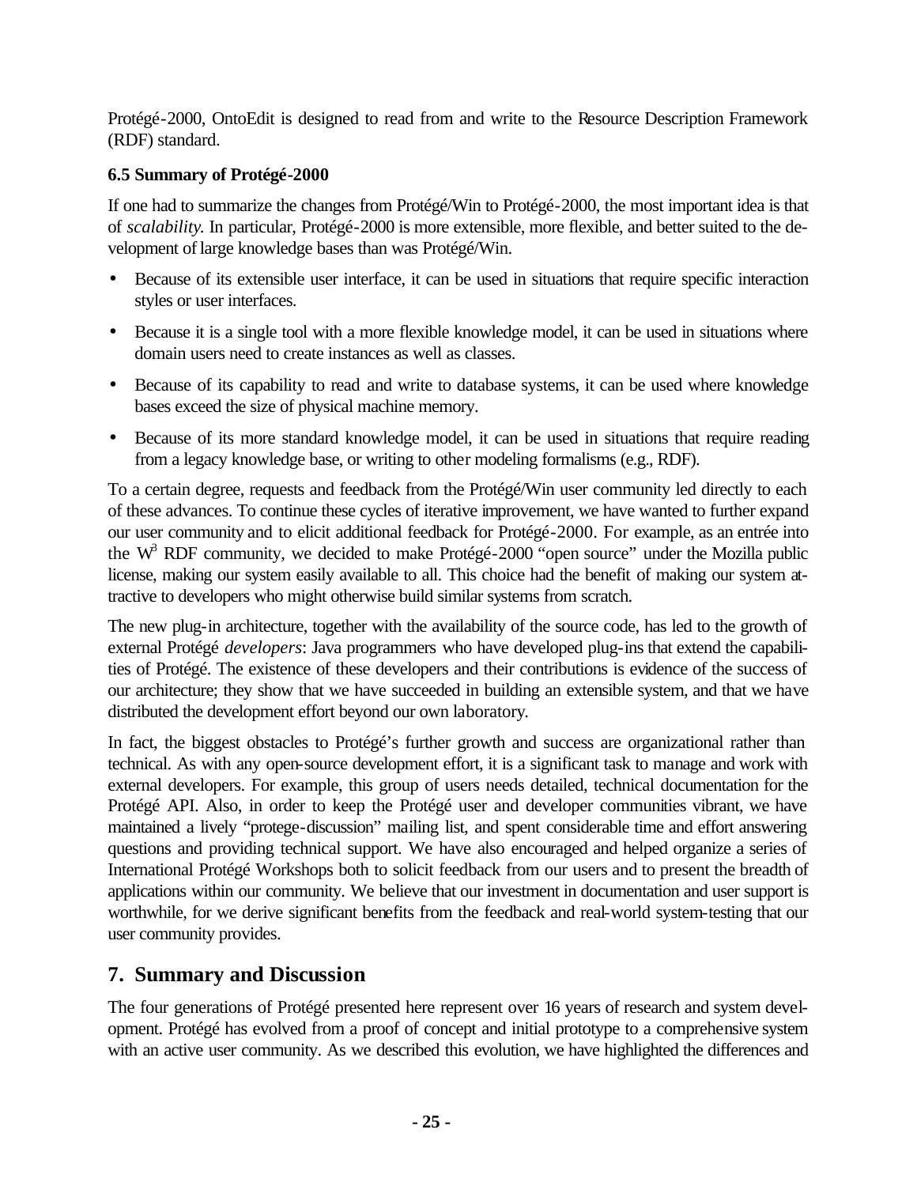Protégé-2000, OntoEdit is designed to read from and write to the Resource Description Framework (RDF) standard.

### 6.5 Summary of Protégé-2000

If one had to summarize the changes from Protégé/Win to Protégé-2000, the most important idea is that of *scalability*. In particular, Protégé-2000 is more extensible, more flexible, and better suited to the development of large knowledge bases than was Protégé/Win.

- Because of its extensible user interface, it can be used in situations that require specific interaction styles or user interfaces.
- Because it is a single tool with a more flexible knowledge model, it can be used in situations where domain users need to create instances as well as classes.
- Because of its capability to read and write to database systems, it can be used where knowledge bases exceed the size of physical machine memory.
- Because of its more standard knowledge model, it can be used in situations that require reading from a legacy knowledge base, or writing to other modeling formalisms (e.g., RDF).

To a certain degree, requests and feedback from the Protégé/Win user community led directly to each of these advances. To continue these cycles of iterative improvement, we have wanted to further expand our user community and to elicit additional feedback for Protégé-2000. For example, as an entrée into the $W^3$ RDF community, we decided to make Protégé-2000 "open source" under the Mozilla public license, making our system easily available to all. This choice had the benefit of making our system attractive to developers who might otherwise build similar systems from scratch.

The new plug-in architecture, together with the availability of the source code, has led to the growth of external Protégé *developers*: Java programmers who have developed plug-ins that extend the capabilities of Protégé. The existence of these developers and their contributions is evidence of the success of our architecture; they show that we have succeeded in building an extensible system, and that we have distributed the development effort beyond our own laboratory.

In fact, the biggest obstacles to Protégé's further growth and success are organizational rather than technical. As with any open-source development effort, it is a significant task to manage and work with external developers. For example, this group of users needs detailed, technical documentation for the Protégé API. Also, in order to keep the Protégé user and developer communities vibrant, we have maintained a lively "protege-discussion" mailing list, and spent considerable time and effort answering questions and providing technical support. We have also encouraged and helped organize a series of International Protégé Workshops both to solicit feedback from our users and to present the breadth of applications within our community. We believe that our investment in documentation and user support is worthwhile, for we derive significant benefits from the feedback and real-world system-testing that our user community provides.

## 7. Summary and Discussion

The four generations of Protégé presented here represent over 16 years of research and system development. Protégé has evolved from a proof of concept and initial prototype to a comprehensive system with an active user community. As we described this evolution, we have highlighted the differences and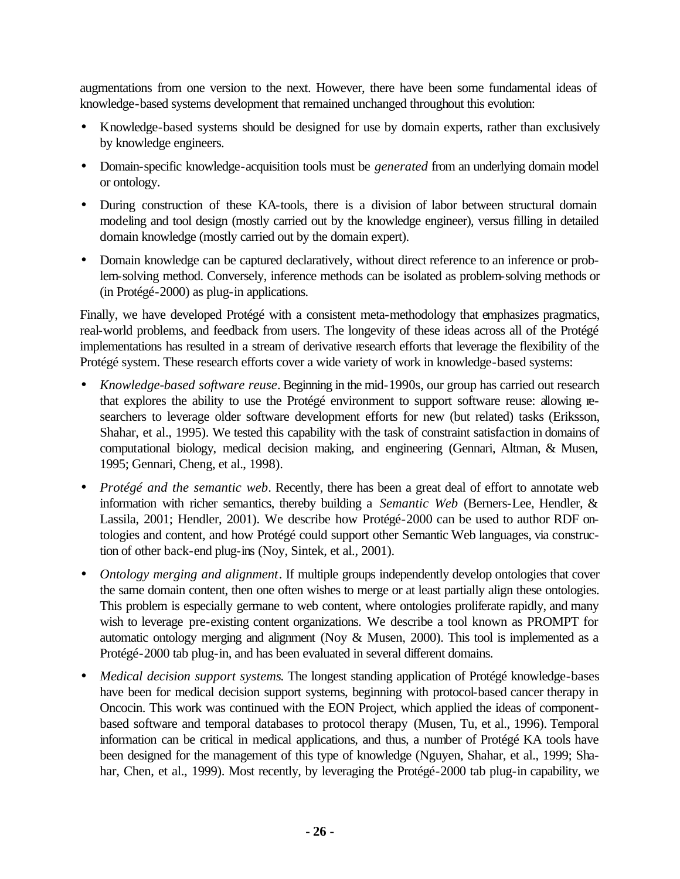augmentations from one version to the next. However, there have been some fundamental ideas of knowledge-based systems development that remained unchanged throughout this evolution:

- Knowledge-based systems should be designed for use by domain experts, rather than exclusively by knowledge engineers.
- Domain-specific knowledge-acquisition tools must be *generated* from an underlying domain model or ontology.
- During construction of these KA-tools, there is a division of labor between structural domain modeling and tool design (mostly carried out by the knowledge engineer), versus filling in detailed domain knowledge (mostly carried out by the domain expert).
- Domain knowledge can be captured declaratively, without direct reference to an inference or problem-solving method. Conversely, inference methods can be isolated as problem-solving methods or (in Protégé-2000) as plug-in applications.

Finally, we have developed Protégé with a consistent meta-methodology that emphasizes pragmatics, real-world problems, and feedback from users. The longevity of these ideas across all of the Protégé implementations has resulted in a stream of derivative research efforts that leverage the flexibility of the Protégé system. These research efforts cover a wide variety of work in knowledge-based systems:

- *Knowledge-based software reuse*. Beginning in the mid-1990s, our group has carried out research that explores the ability to use the Protégé environment to support software reuse: allowing researchers to leverage older software development efforts for new (but related) tasks (Eriksson, Shahar, et al., 1995). We tested this capability with the task of constraint satisfaction in domains of computational biology, medical decision making, and engineering (Gennari, Altman, & Musen, 1995; Gennari, Cheng, et al., 1998).
- *Protégé and the semantic web*. Recently, there has been a great deal of effort to annotate web information with richer semantics, thereby building a *Semantic Web* (Berners-Lee, Hendler, & Lassila, 2001; Hendler, 2001). We describe how Protégé-2000 can be used to author RDF ontologies and content, and how Protégé could support other Semantic Web languages, via construction of other back-end plug-ins (Noy, Sintek, et al., 2001).
- *Ontology merging and alignment*. If multiple groups independently develop ontologies that cover the same domain content, then one often wishes to merge or at least partially align these ontologies. This problem is especially germane to web content, where ontologies proliferate rapidly, and many wish to leverage pre-existing content organizations. We describe a tool known as PROMPT for automatic ontology merging and alignment (Noy & Musen, 2000). This tool is implemented as a Protégé-2000 tab plug-in, and has been evaluated in several different domains.
- *Medical decision support systems*. The longest standing application of Protégé knowledge-bases have been for medical decision support systems, beginning with protocol-based cancer therapy in Oncocin. This work was continued with the EON Project, which applied the ideas of component-based software and temporal databases to protocol therapy (Musen, Tu, et al., 1996). Temporal information can be critical in medical applications, and thus, a number of Protégé KA tools have been designed for the management of this type of knowledge (Nguyen, Shahar, et al., 1999; Shahar, Chen, et al., 1999). Most recently, by leveraging the Protégé-2000 tab plug-in capability, we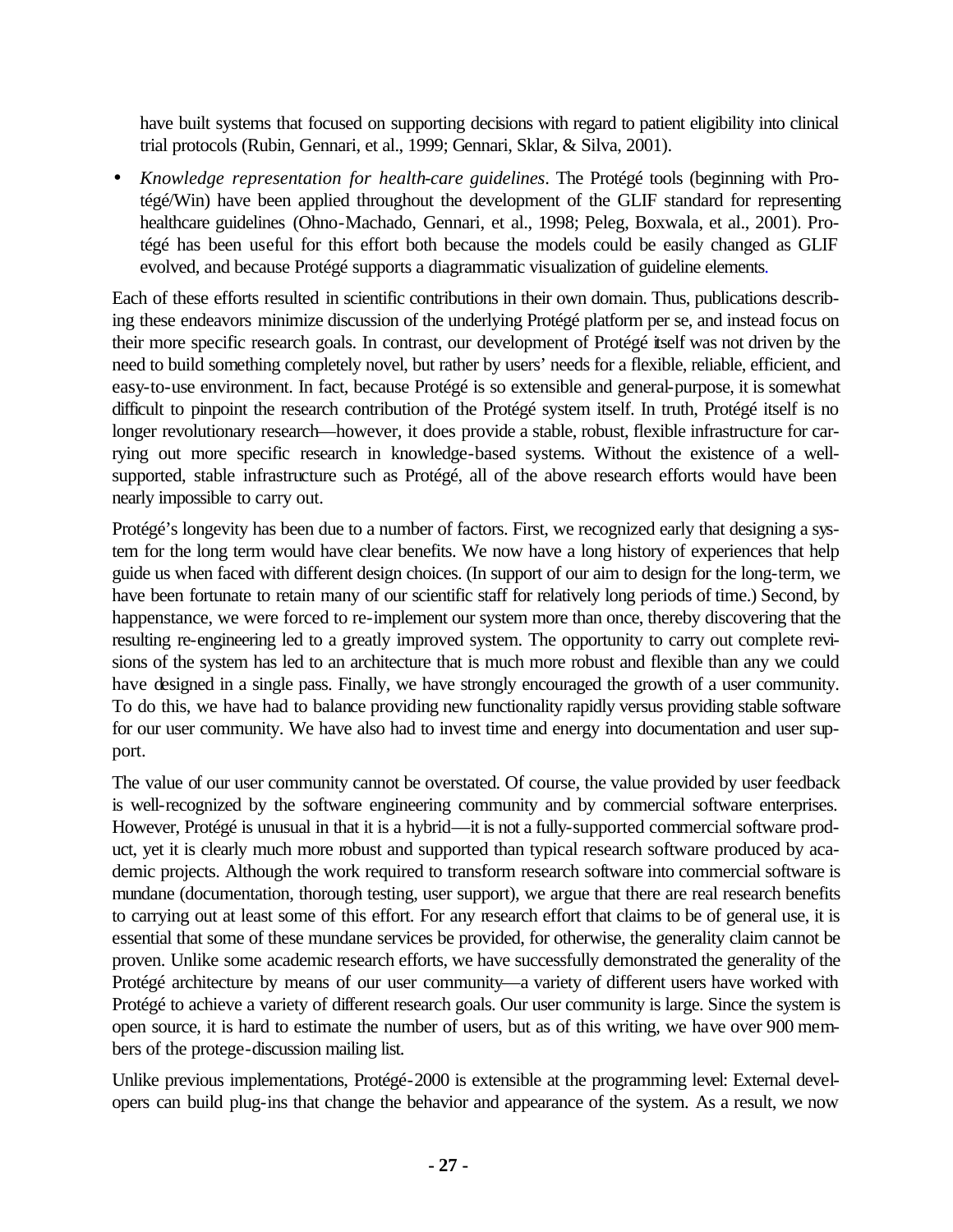have built systems that focused on supporting decisions with regard to patient eligibility into clinical trial protocols (Rubin, Gennari, et al., 1999; Gennari, Sklar, & Silva, 2001).

- *Knowledge representation for health-care guidelines*. The Protégé tools (beginning with Protégé/Win) have been applied throughout the development of the GLIF standard for representing healthcare guidelines (Ohno-Machado, Gennari, et al., 1998; Peleg, Boxwala, et al., 2001). Protégé has been useful for this effort both because the models could be easily changed as GLIF evolved, and because Protégé supports a diagrammatic visualization of guideline elements.

Each of these efforts resulted in scientific contributions in their own domain. Thus, publications describing these endeavors minimize discussion of the underlying Protégé platform per se, and instead focus on their more specific research goals. In contrast, our development of Protégé itself was not driven by the need to build something completely novel, but rather by users' needs for a flexible, reliable, efficient, and easy-to-use environment. In fact, because Protégé is so extensible and general-purpose, it is somewhat difficult to pinpoint the research contribution of the Protégé system itself. In truth, Protégé itself is no longer revolutionary research—however, it does provide a stable, robust, flexible infrastructure for carrying out more specific research in knowledge-based systems. Without the existence of a well-supported, stable infrastructure such as Protégé, all of the above research efforts would have been nearly impossible to carry out.

Protégé's longevity has been due to a number of factors. First, we recognized early that designing a system for the long term would have clear benefits. We now have a long history of experiences that help guide us when faced with different design choices. (In support of our aim to design for the long-term, we have been fortunate to retain many of our scientific staff for relatively long periods of time.) Second, by happenstance, we were forced to re-implement our system more than once, thereby discovering that the resulting re-engineering led to a greatly improved system. The opportunity to carry out complete revisions of the system has led to an architecture that is much more robust and flexible than any we could have designed in a single pass. Finally, we have strongly encouraged the growth of a user community. To do this, we have had to balance providing new functionality rapidly versus providing stable software for our user community. We have also had to invest time and energy into documentation and user support.

The value of our user community cannot be overstated. Of course, the value provided by user feedback is well-recognized by the software engineering community and by commercial software enterprises. However, Protégé is unusual in that it is a hybrid—it is not a fully-supported commercial software product, yet it is clearly much more robust and supported than typical research software produced by academic projects. Although the work required to transform research software into commercial software is mundane (documentation, thorough testing, user support), we argue that there are real research benefits to carrying out at least some of this effort. For any research effort that claims to be of general use, it is essential that some of these mundane services be provided, for otherwise, the generality claim cannot be proven. Unlike some academic research efforts, we have successfully demonstrated the generality of the Protégé architecture by means of our user community—a variety of different users have worked with Protégé to achieve a variety of different research goals. Our user community is large. Since the system is open source, it is hard to estimate the number of users, but as of this writing, we have over 900 members of the protege-discussion mailing list.

Unlike previous implementations, Protégé-2000 is extensible at the programming level: External developers can build plug-ins that change the behavior and appearance of the system. As a result, we now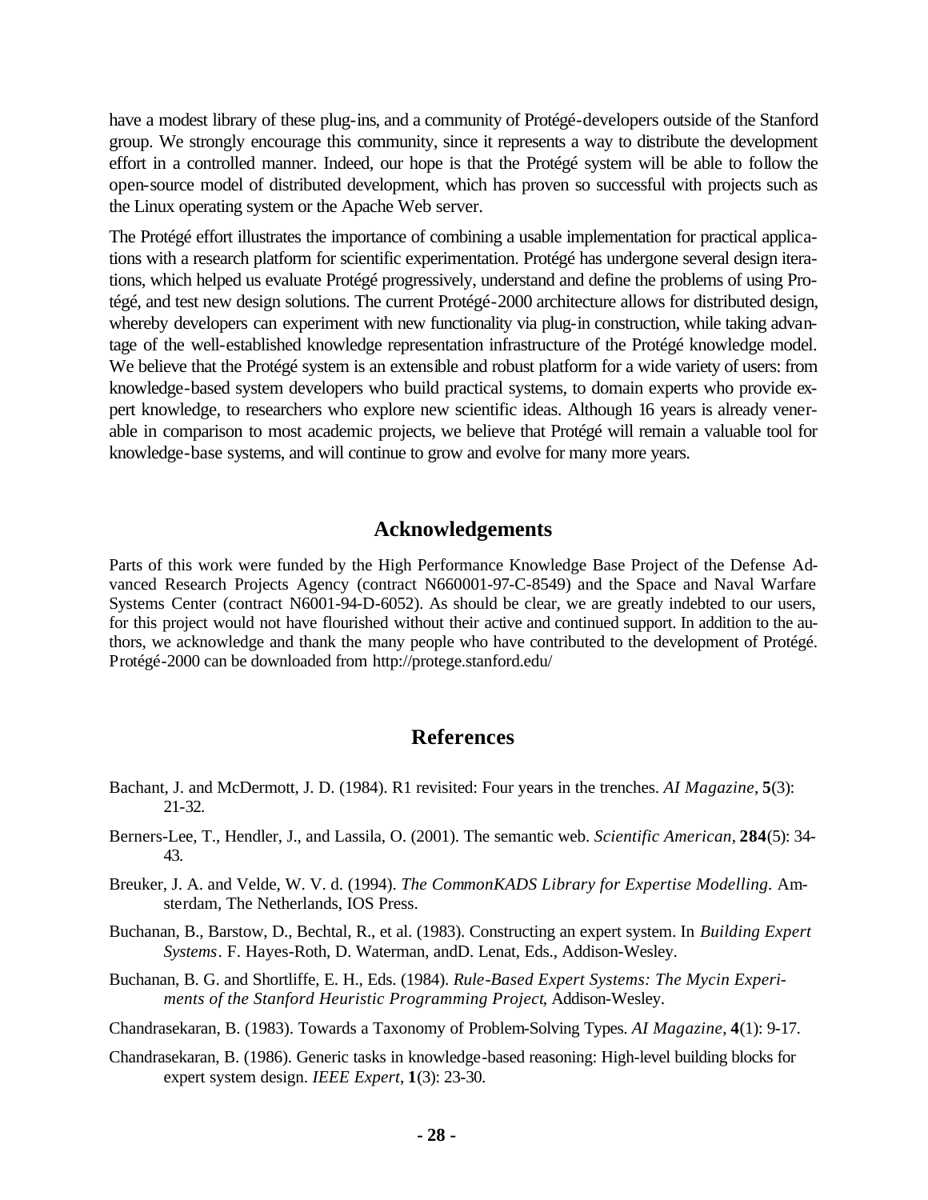have a modest library of these plug-ins, and a community of Protégé-developers outside of the Stanford group. We strongly encourage this community, since it represents a way to distribute the development effort in a controlled manner. Indeed, our hope is that the Protégé system will be able to follow the open-source model of distributed development, which has proven so successful with projects such as the Linux operating system or the Apache Web server.

The Protégé effort illustrates the importance of combining a usable implementation for practical applications with a research platform for scientific experimentation. Protégé has undergone several design iterations, which helped us evaluate Protégé progressively, understand and define the problems of using Protégé, and test new design solutions. The current Protégé-2000 architecture allows for distributed design, whereby developers can experiment with new functionality via plug-in construction, while taking advantage of the well-established knowledge representation infrastructure of the Protégé knowledge model. We believe that the Protégé system is an extensible and robust platform for a wide variety of users: from knowledge-based system developers who build practical systems, to domain experts who provide expert knowledge, to researchers who explore new scientific ideas. Although 16 years is already venerable in comparison to most academic projects, we believe that Protégé will remain a valuable tool for knowledge-base systems, and will continue to grow and evolve for many more years.

## Acknowledgements

Parts of this work were funded by the High Performance Knowledge Base Project of the Defense Advanced Research Projects Agency (contract N660001-97-C-8549) and the Space and Naval Warfare Systems Center (contract N6001-94-D-6052). As should be clear, we are greatly indebted to our users, for this project would not have flourished without their active and continued support. In addition to the authors, we acknowledge and thank the many people who have contributed to the development of Protégé. Protégé-2000 can be downloaded from http://protege.stanford.edu/

## References

Bachant, J. and McDermott, J. D. (1984). R1 revisited: Four years in the trenches. *AI Magazine*, **5**(3): 21-32.

Berners-Lee, T., Hendler, J., and Lassila, O. (2001). The semantic web. *Scientific American*, **284**(5): 34-43.

Breuker, J. A. and Velde, W. V. d. (1994). *The CommonKADS Library for Expertise Modelling*. Amsterdam, The Netherlands, IOS Press.

Buchanan, B., Barstow, D., Bechtal, R., et al. (1983). Constructing an expert system. In *Building Expert Systems*. F. Hayes-Roth, D. Waterman, andD. Lenat, Eds., Addison-Wesley.

Buchanan, B. G. and Shortliffe, E. H., Eds. (1984). *Rule-Based Expert Systems: The Mycin Experiments of the Stanford Heuristic Programming Project*, Addison-Wesley.

Chandrasekaran, B. (1983). Towards a Taxonomy of Problem-Solving Types. *AI Magazine*, **4**(1): 9-17.

Chandrasekaran, B. (1986). Generic tasks in knowledge-based reasoning: High-level building blocks for expert system design. *IEEE Expert*, **1**(3): 23-30.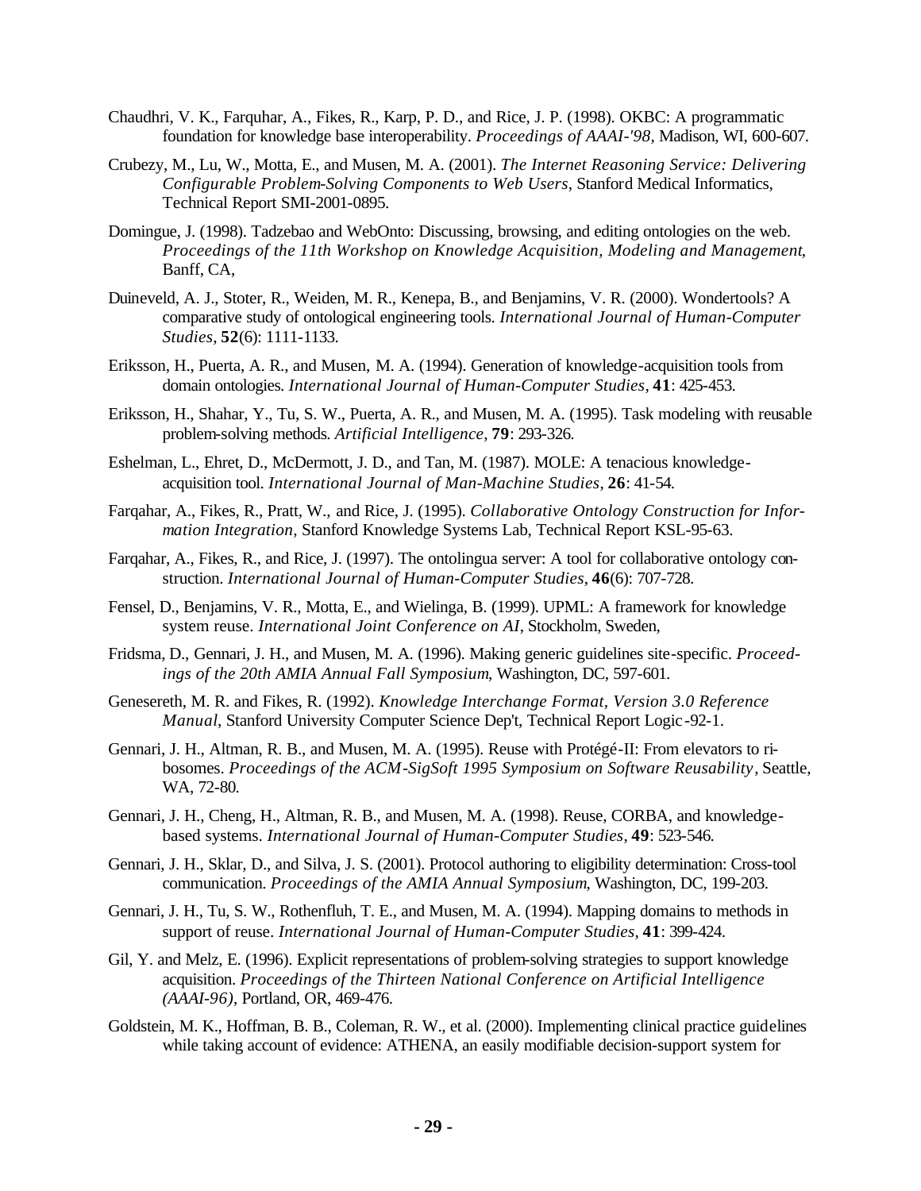Chaudhri, V. K., Farquhar, A., Fikes, R., Karp, P. D., and Rice, J. P. (1998). OKBC: A programmatic foundation for knowledge base interoperability. *Proceedings of AAAI-'98*, Madison, WI, 600-607.

Crubezy, M., Lu, W., Motta, E., and Musen, M. A. (2001). *The Internet Reasoning Service: Delivering Configurable Problem-Solving Components to Web Users*, Stanford Medical Informatics, Technical Report SMI-2001-0895.

Domingue, J. (1998). Tadzebao and WebOnto: Discussing, browsing, and editing ontologies on the web. *Proceedings of the 11th Workshop on Knowledge Acquisition, Modeling and Management*, Banff, CA,

Duineveld, A. J., Stoter, R., Weiden, M. R., Kenepa, B., and Benjamins, V. R. (2000). Wondertools? A comparative study of ontological engineering tools. *International Journal of Human-Computer Studies*, **52**(6): 1111-1133.

Eriksson, H., Puerta, A. R., and Musen, M. A. (1994). Generation of knowledge-acquisition tools from domain ontologies. *International Journal of Human-Computer Studies*, **41**: 425-453.

Eriksson, H., Shahar, Y., Tu, S. W., Puerta, A. R., and Musen, M. A. (1995). Task modeling with reusable problem-solving methods. *Artificial Intelligence*, **79**: 293-326.

Eshelman, L., Ehret, D., McDermott, J. D., and Tan, M. (1987). MOLE: A tenacious knowledge-acquisition tool. *International Journal of Man-Machine Studies*, **26**: 41-54.

Farqahar, A., Fikes, R., Pratt, W., and Rice, J. (1995). *Collaborative Ontology Construction for Information Integration*, Stanford Knowledge Systems Lab, Technical Report KSL-95-63.

Farqahar, A., Fikes, R., and Rice, J. (1997). The ontolingua server: A tool for collaborative ontology construction. *International Journal of Human-Computer Studies*, **46**(6): 707-728.

Fensel, D., Benjamins, V. R., Motta, E., and Wielinga, B. (1999). UPML: A framework for knowledge system reuse. *International Joint Conference on AI*, Stockholm, Sweden,

Fridsma, D., Gennari, J. H., and Musen, M. A. (1996). Making generic guidelines site-specific. *Proceedings of the 20th AMIA Annual Fall Symposium*, Washington, DC, 597-601.

Genesereth, M. R. and Fikes, R. (1992). *Knowledge Interchange Format, Version 3.0 Reference Manual*, Stanford University Computer Science Dep't, Technical Report Logic-92-1.

Gennari, J. H., Altman, R. B., and Musen, M. A. (1995). Reuse with Protégé-II: From elevators to ribosomes. *Proceedings of the ACM-SigSoft 1995 Symposium on Software Reusability*, Seattle, WA, 72-80.

Gennari, J. H., Cheng, H., Altman, R. B., and Musen, M. A. (1998). Reuse, CORBA, and knowledge-based systems. *International Journal of Human-Computer Studies*, **49**: 523-546.

Gennari, J. H., Sklar, D., and Silva, J. S. (2001). Protocol authoring to eligibility determination: Cross-tool communication. *Proceedings of the AMIA Annual Symposium*, Washington, DC, 199-203.

Gennari, J. H., Tu, S. W., Rothenfluh, T. E., and Musen, M. A. (1994). Mapping domains to methods in support of reuse. *International Journal of Human-Computer Studies*, **41**: 399-424.

Gil, Y. and Melz, E. (1996). Explicit representations of problem-solving strategies to support knowledge acquisition. *Proceedings of the Thirteen National Conference on Artificial Intelligence (AAAI-96)*, Portland, OR, 469-476.

Goldstein, M. K., Hoffman, B. B., Coleman, R. W., et al. (2000). Implementing clinical practice guidelines while taking account of evidence: ATHENA, an easily modifiable decision-support system for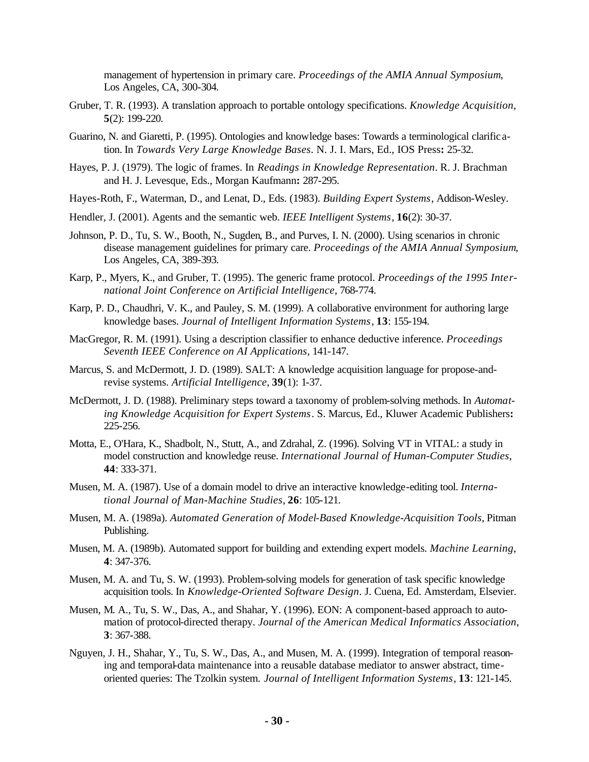management of hypertension in primary care. *Proceedings of the AMIA Annual Symposium*, Los Angeles, CA, 300-304.

Gruber, T. R. (1993). A translation approach to portable ontology specifications. *Knowledge Acquisition*, **5**(2): 199-220.

Guarino, N. and Giaretti, P. (1995). Ontologies and knowledge bases: Towards a terminological clarification. In *Towards Very Large Knowledge Bases*. N. J. I. Mars, Ed., IOS Press**:** 25-32.

Hayes, P. J. (1979). The logic of frames. In *Readings in Knowledge Representation*. R. J. Brachman and H. J. Levesque, Eds., Morgan Kaufmann**:** 287-295.

Hayes-Roth, F., Waterman, D., and Lenat, D., Eds. (1983). *Building Expert Systems*, Addison-Wesley.

Hendler, J. (2001). Agents and the semantic web. *IEEE Intelligent Systems*, **16**(2): 30-37.

Johnson, P. D., Tu, S. W., Booth, N., Sugden, B., and Purves, I. N. (2000). Using scenarios in chronic disease management guidelines for primary care. *Proceedings of the AMIA Annual Symposium*, Los Angeles, CA, 389-393.

Karp, P., Myers, K., and Gruber, T. (1995). The generic frame protocol. *Proceedings of the 1995 International Joint Conference on Artificial Intelligence*, 768-774.

Karp, P. D., Chaudhri, V. K., and Pauley, S. M. (1999). A collaborative environment for authoring large knowledge bases. *Journal of Intelligent Information Systems*, **13**: 155-194.

MacGregor, R. M. (1991). Using a description classifier to enhance deductive inference. *Proceedings Seventh IEEE Conference on AI Applications*, 141-147.

Marcus, S. and McDermott, J. D. (1989). SALT: A knowledge acquisition language for propose-and-revise systems. *Artificial Intelligence*, **39**(1): 1-37.

McDermott, J. D. (1988). Preliminary steps toward a taxonomy of problem-solving methods. In *Automating Knowledge Acquisition for Expert Systems*. S. Marcus, Ed., Kluwer Academic Publishers**:** 225-256.

Motta, E., O'Hara, K., Shadbolt, N., Stutt, A., and Zdrahal, Z. (1996). Solving VT in VITAL: a study in model construction and knowledge reuse. *International Journal of Human-Computer Studies*, **44**: 333-371.

Musen, M. A. (1987). Use of a domain model to drive an interactive knowledge-editing tool. *International Journal of Man-Machine Studies*, **26**: 105-121.

Musen, M. A. (1989a). *Automated Generation of Model-Based Knowledge-Acquisition Tools*, Pitman Publishing.

Musen, M. A. (1989b). Automated support for building and extending expert models. *Machine Learning*, **4**: 347-376.

Musen, M. A. and Tu, S. W. (1993). Problem-solving models for generation of task specific knowledge acquisition tools. In *Knowledge-Oriented Software Design*. J. Cuena, Ed. Amsterdam, Elsevier.

Musen, M. A., Tu, S. W., Das, A., and Shahar, Y. (1996). EON: A component-based approach to automation of protocol-directed therapy. *Journal of the American Medical Informatics Association*, **3**: 367-388.

Nguyen, J. H., Shahar, Y., Tu, S. W., Das, A., and Musen, M. A. (1999). Integration of temporal reasoning and temporal-data maintenance into a reusable database mediator to answer abstract, time-oriented queries: The Tzolkin system. *Journal of Intelligent Information Systems*, **13**: 121-145.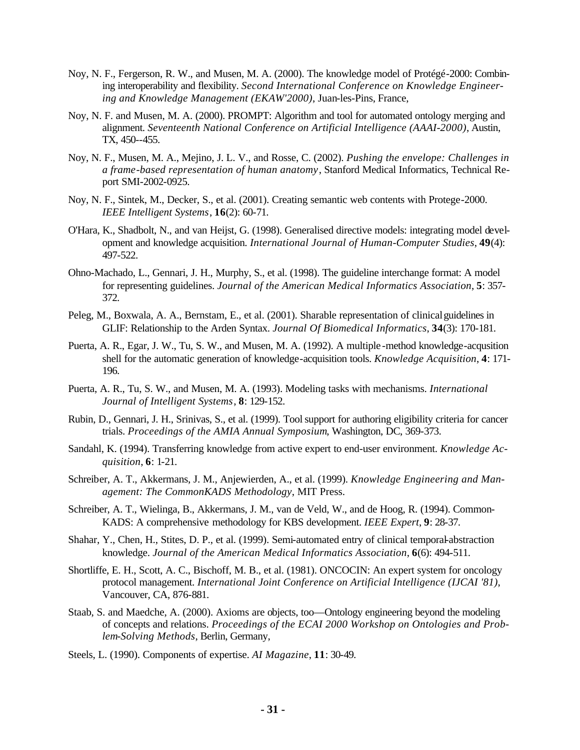Noy, N. F., Fergerson, R. W., and Musen, M. A. (2000). The knowledge model of Protégé-2000: Combining interoperability and flexibility. *Second International Conference on Knowledge Engineering and Knowledge Management (EKAW'2000)*, Juan-les-Pins, France,

Noy, N. F. and Musen, M. A. (2000). PROMPT: Algorithm and tool for automated ontology merging and alignment. *Seventeenth National Conference on Artificial Intelligence (AAAI-2000)*, Austin, TX, 450--455.

Noy, N. F., Musen, M. A., Mejino, J. L. V., and Rosse, C. (2002). *Pushing the envelope: Challenges in a frame-based representation of human anatomy*, Stanford Medical Informatics, Technical Report SMI-2002-0925.

Noy, N. F., Sintek, M., Decker, S., et al. (2001). Creating semantic web contents with Protege-2000. *IEEE Intelligent Systems*, **16**(2): 60-71.

O'Hara, K., Shadbolt, N., and van Heijst, G. (1998). Generalised directive models: integrating model development and knowledge acquisition. *International Journal of Human-Computer Studies*, **49**(4): 497-522.

Ohno-Machado, L., Gennari, J. H., Murphy, S., et al. (1998). The guideline interchange format: A model for representing guidelines. *Journal of the American Medical Informatics Association*, **5**: 357-372.

Peleg, M., Boxwala, A. A., Bernstam, E., et al. (2001). Sharable representation of clinical guidelines in GLIF: Relationship to the Arden Syntax. *Journal Of Biomedical Informatics*, **34**(3): 170-181.

Puerta, A. R., Egar, J. W., Tu, S. W., and Musen, M. A. (1992). A multiple-method knowledge-acqusition shell for the automatic generation of knowledge-acquisition tools. *Knowledge Acquisition*, **4**: 171-196.

Puerta, A. R., Tu, S. W., and Musen, M. A. (1993). Modeling tasks with mechanisms. *International Journal of Intelligent Systems*, **8**: 129-152.

Rubin, D., Gennari, J. H., Srinivas, S., et al. (1999). Tool support for authoring eligibility criteria for cancer trials. *Proceedings of the AMIA Annual Symposium*, Washington, DC, 369-373.

Sandahl, K. (1994). Transferring knowledge from active expert to end-user environment. *Knowledge Acquisition*, **6**: 1-21.

Schreiber, A. T., Akkermans, J. M., Anjewierden, A., et al. (1999). *Knowledge Engineering and Management: The CommonKADS Methodology*, MIT Press.

Schreiber, A. T., Wielinga, B., Akkermans, J. M., van de Veld, W., and de Hoog, R. (1994). CommonKADS: A comprehensive methodology for KBS development. *IEEE Expert*, **9**: 28-37.

Shahar, Y., Chen, H., Stites, D. P., et al. (1999). Semi-automated entry of clinical temporal-abstraction knowledge. *Journal of the American Medical Informatics Association*, **6**(6): 494-511.

Shortliffe, E. H., Scott, A. C., Bischoff, M. B., et al. (1981). ONCOCIN: An expert system for oncology protocol management. *International Joint Conference on Artificial Intelligence (IJCAI '81)*, Vancouver, CA, 876-881.

Staab, S. and Maedche, A. (2000). Axioms are objects, too—Ontology engineering beyond the modeling of concepts and relations. *Proceedings of the ECAI 2000 Workshop on Ontologies and Problem-Solving Methods*, Berlin, Germany,

Steels, L. (1990). Components of expertise. *AI Magazine*, **11**: 30-49.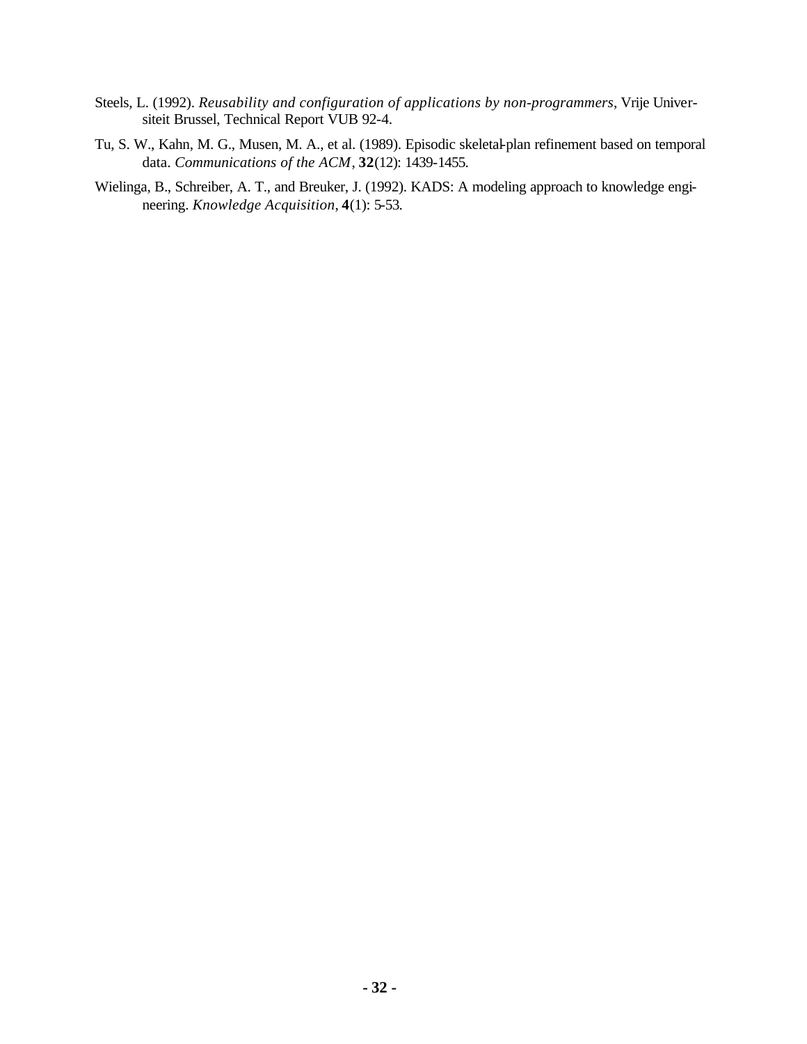Steels, L. (1992). *Reusability and configuration of applications by non-programmers*, Vrije Universiteit Brussel, Technical Report VUB 92-4.

Tu, S. W., Kahn, M. G., Musen, M. A., et al. (1989). Episodic skeletal-plan refinement based on temporal data. *Communications of the ACM*, **32**(12): 1439-1455.

Wielinga, B., Schreiber, A. T., and Breuker, J. (1992). KADS: A modeling approach to knowledge engineering. *Knowledge Acquisition*, **4**(1): 5-53.